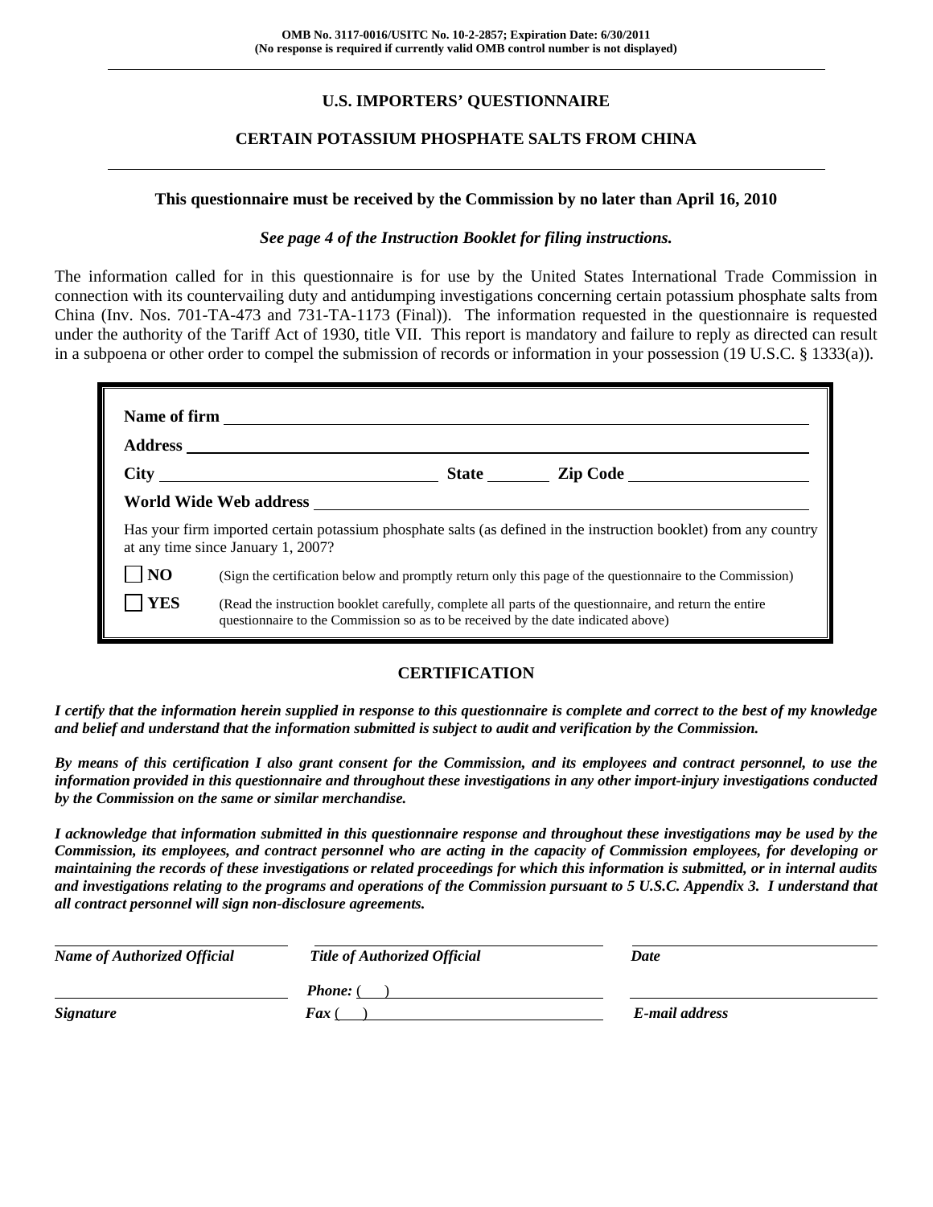OMB No. 3117-0016/USITC No. 10-2-2857; Expiration Date: 6/30/2011
(No response is required if currently valid OMB control number is not displayed)

# U.S. IMPORTERS' QUESTIONNAIRE

## CERTAIN POTASSIUM PHOSPHATE SALTS FROM CHINA

**This questionnaire must be received by the Commission by no later than April 16, 2010**

***See page 4 of the Instruction Booklet for filing instructions.***

The information called for in this questionnaire is for use by the United States International Trade Commission in connection with its countervailing duty and antidumping investigations concerning certain potassium phosphate salts from China (Inv. Nos. 701-TA-473 and 731-TA-1173 (Final)). The information requested in the questionnaire is requested under the authority of the Tariff Act of 1930, title VII. This report is mandatory and failure to reply as directed can result in a subpoena or other order to compel the submission of records or information in your possession (19 U.S.C. § 1333(a)).

**Name of firm** ______________________________

**Address** ______________________________

**City** ______________ **State** ________ **Zip Code** ______________

**World Wide Web address** ______________________________

Has your firm imported certain potassium phosphate salts (as defined in the instruction booklet) from any country at any time since January 1, 2007?

☐ **NO** (Sign the certification below and promptly return only this page of the questionnaire to the Commission)

☐ **YES** (Read the instruction booklet carefully, complete all parts of the questionnaire, and return the entire questionnaire to the Commission so as to be received by the date indicated above)

## CERTIFICATION

***I certify that the information herein supplied in response to this questionnaire is complete and correct to the best of my knowledge and belief and understand that the information submitted is subject to audit and verification by the Commission.***

***By means of this certification I also grant consent for the Commission, and its employees and contract personnel, to use the information provided in this questionnaire and throughout these investigations in any other import-injury investigations conducted by the Commission on the same or similar merchandise.***

***I acknowledge that information submitted in this questionnaire response and throughout these investigations may be used by the Commission, its employees, and contract personnel who are acting in the capacity of Commission employees, for developing or maintaining the records of these investigations or related proceedings for which this information is submitted, or in internal audits and investigations relating to the programs and operations of the Commission pursuant to 5 U.S.C. Appendix 3. I understand that all contract personnel will sign non-disclosure agreements.***

| ______________________ | ______________________ | ______________________ |
|---|---|---|
| ***Name of Authorized Official*** | ***Title of Authorized Official*** | ***Date*** |
| ______________________ | ***Phone:*** ( ) ______________ | ______________________ |
| ***Signature*** | ***Fax*** ( ) ______________ | ***E-mail address*** |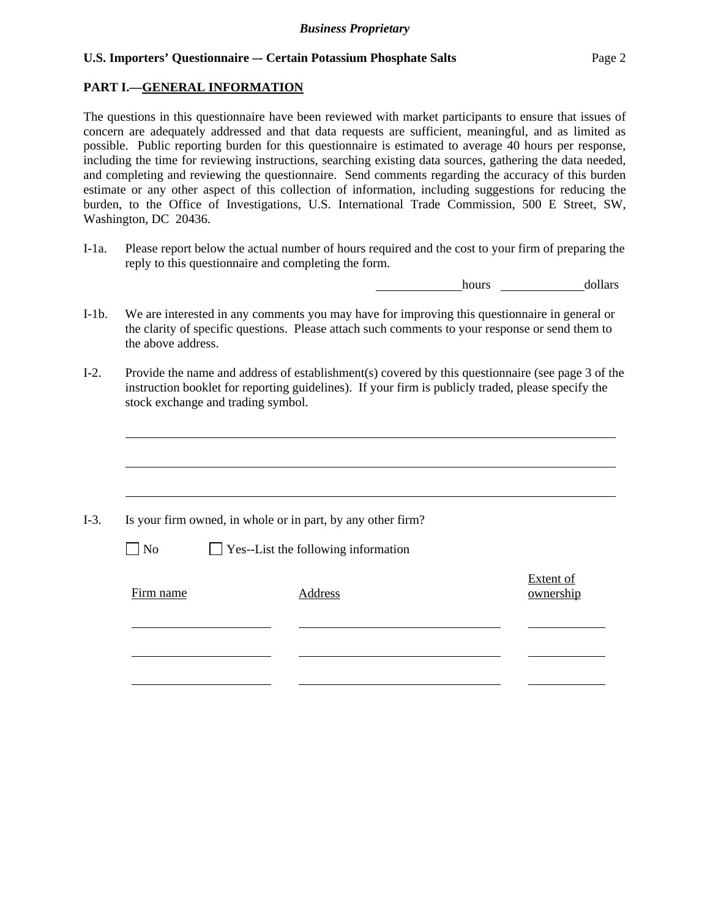## PART I.—GENERAL INFORMATION

The questions in this questionnaire have been reviewed with market participants to ensure that issues of concern are adequately addressed and that data requests are sufficient, meaningful, and as limited as possible. Public reporting burden for this questionnaire is estimated to average 40 hours per response, including the time for reviewing instructions, searching existing data sources, gathering the data needed, and completing and reviewing the questionnaire. Send comments regarding the accuracy of this burden estimate or any other aspect of this collection of information, including suggestions for reducing the burden, to the Office of Investigations, U.S. International Trade Commission, 500 E Street, SW, Washington, DC 20436.

I-1a. Please report below the actual number of hours required and the cost to your firm of preparing the reply to this questionnaire and completing the form.

____________ hours ____________ dollars

I-1b. We are interested in any comments you may have for improving this questionnaire in general or the clarity of specific questions. Please attach such comments to your response or send them to the above address.

I-2. Provide the name and address of establishment(s) covered by this questionnaire (see page 3 of the instruction booklet for reporting guidelines). If your firm is publicly traded, please specify the stock exchange and trading symbol.

______________________________________________________________________

______________________________________________________________________

______________________________________________________________________

I-3. Is your firm owned, in whole or in part, by any other firm?

☐ No ☐ Yes--List the following information

| Firm name | Address | Extent of ownership |
|---|---|---|
| | | |
| | | |
| | | |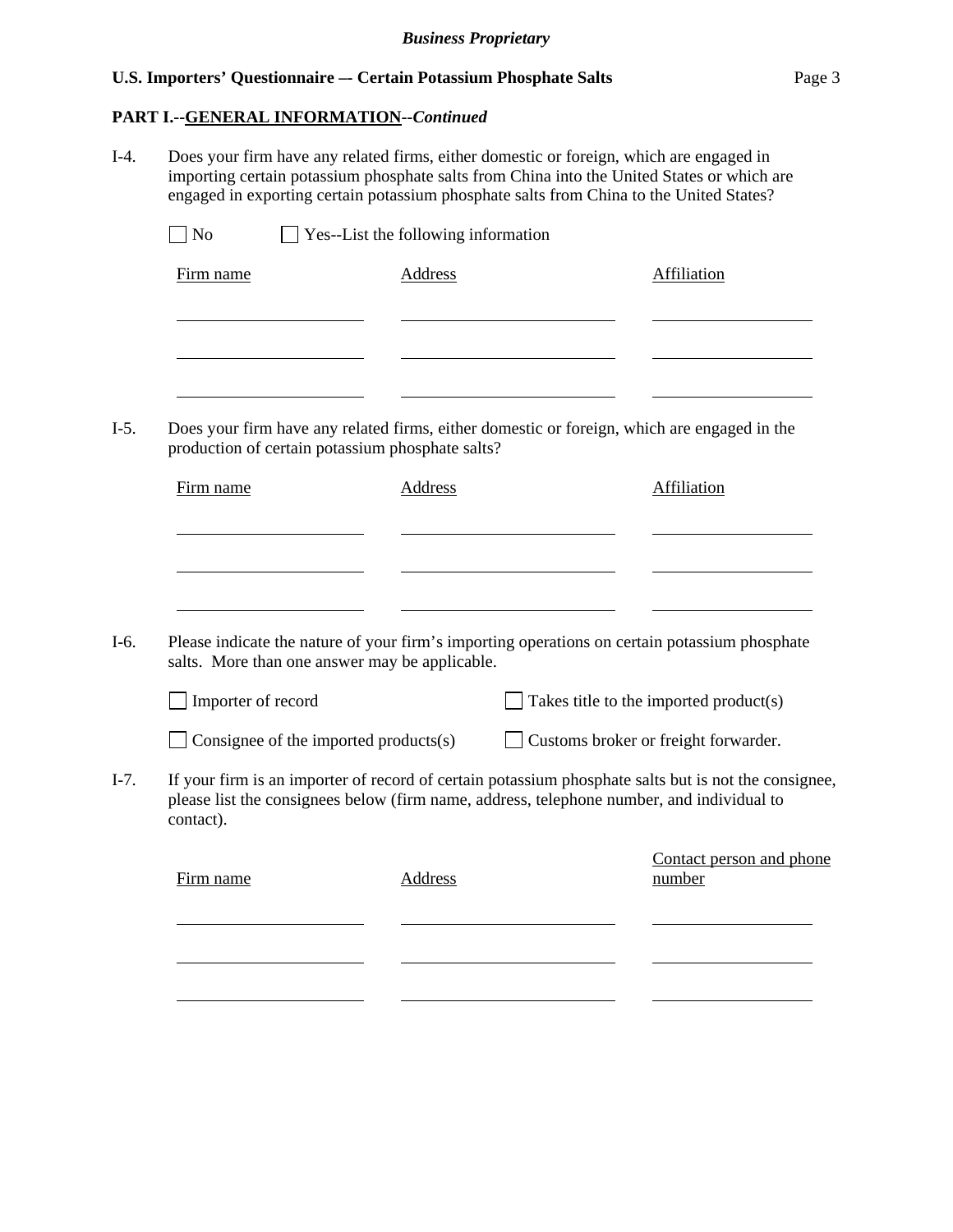**PART I.--GENERAL INFORMATION--*Continued***

I-4. Does your firm have any related firms, either domestic or foreign, which are engaged in importing certain potassium phosphate salts from China into the United States or which are engaged in exporting certain potassium phosphate salts from China to the United States?

☐ No ☐ Yes--List the following information

| Firm name | Address | Affiliation |
|---|---|---|
| | | |
| | | |
| | | |

I-5. Does your firm have any related firms, either domestic or foreign, which are engaged in the production of certain potassium phosphate salts?

| Firm name | Address | Affiliation |
|---|---|---|
| | | |
| | | |
| | | |

I-6. Please indicate the nature of your firm's importing operations on certain potassium phosphate salts. More than one answer may be applicable.

☐ Importer of record ☐ Takes title to the imported product(s)

☐ Consignee of the imported products(s) ☐ Customs broker or freight forwarder.

I-7. If your firm is an importer of record of certain potassium phosphate salts but is not the consignee, please list the consignees below (firm name, address, telephone number, and individual to contact).

| Firm name | Address | Contact person and phone number |
|---|---|---|
| | | |
| | | |
| | | |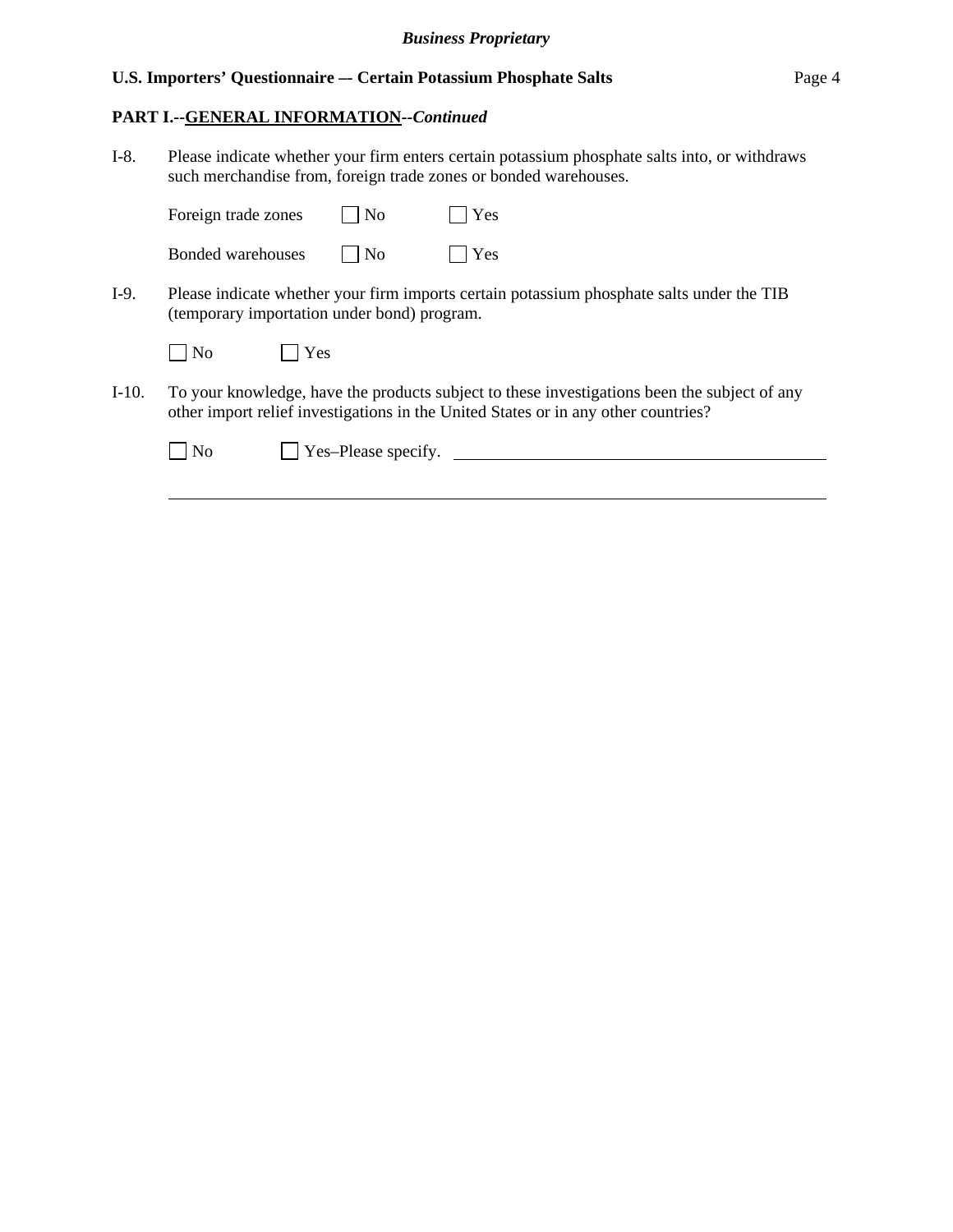**PART I.--GENERAL INFORMATION--*Continued***

I-8. Please indicate whether your firm enters certain potassium phosphate salts into, or withdraws such merchandise from, foreign trade zones or bonded warehouses.

Foreign trade zones ☐ No ☐ Yes

Bonded warehouses ☐ No ☐ Yes

I-9. Please indicate whether your firm imports certain potassium phosphate salts under the TIB (temporary importation under bond) program.

☐ No ☐ Yes

I-10. To your knowledge, have the products subject to these investigations been the subject of any other import relief investigations in the United States or in any other countries?

☐ No ☐ Yes–Please specify. ____________________________________________

______________________________________________________________________________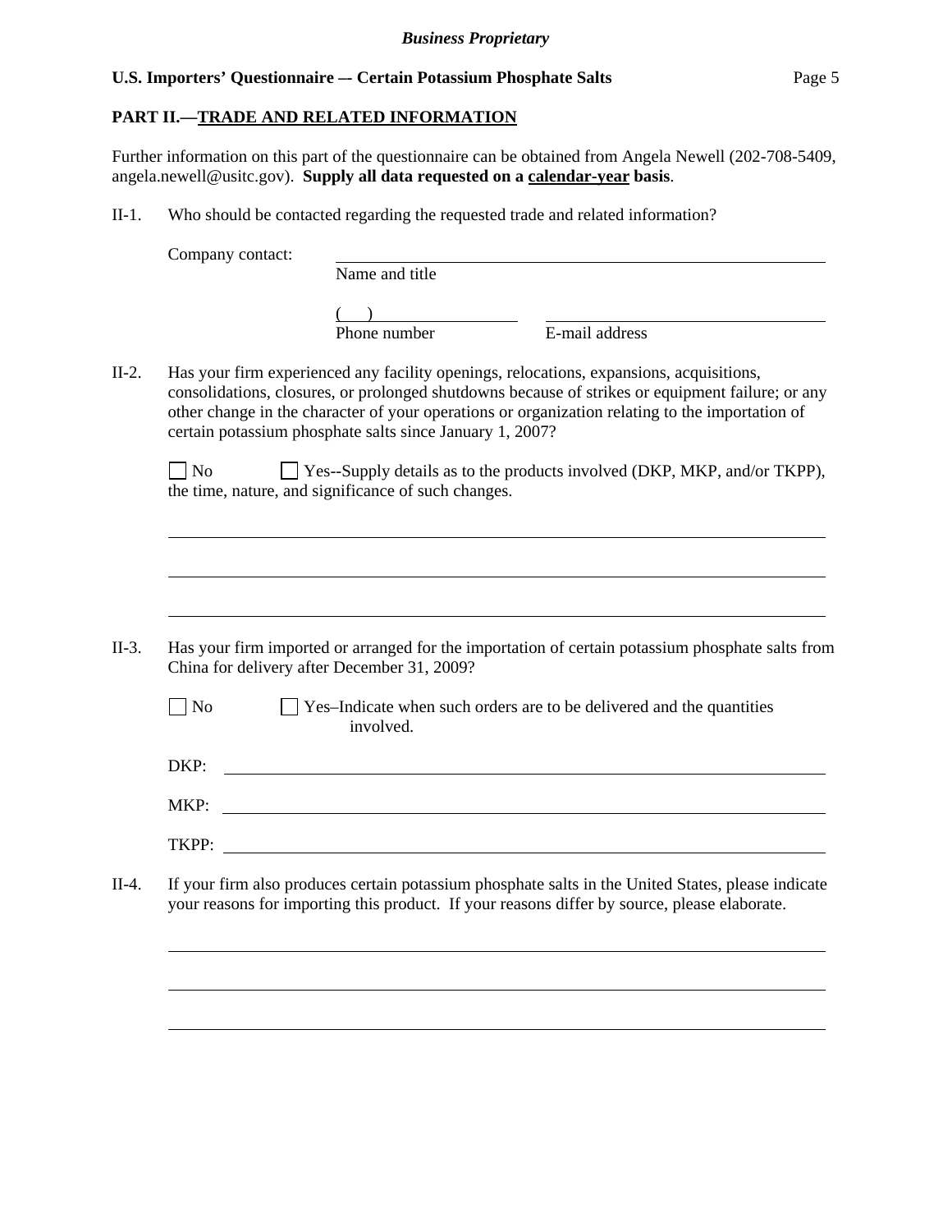## PART II.—TRADE AND RELATED INFORMATION

Further information on this part of the questionnaire can be obtained from Angela Newell (202-708-5409, angela.newell@usitc.gov). **Supply all data requested on a calendar-year basis**.

II-1. Who should be contacted regarding the requested trade and related information?

Company contact: ______________________________
Name and title

(    ) ______________ ______________________
Phone number E-mail address

II-2. Has your firm experienced any facility openings, relocations, expansions, acquisitions, consolidations, closures, or prolonged shutdowns because of strikes or equipment failure; or any other change in the character of your operations or organization relating to the importation of certain potassium phosphate salts since January 1, 2007?

☐ No ☐ Yes--Supply details as to the products involved (DKP, MKP, and/or TKPP), the time, nature, and significance of such changes.

______________________________________________________________

______________________________________________________________

______________________________________________________________

II-3. Has your firm imported or arranged for the importation of certain potassium phosphate salts from China for delivery after December 31, 2009?

☐ No ☐ Yes–Indicate when such orders are to be delivered and the quantities involved.

DKP: ______________________________________________________

MKP: ______________________________________________________

TKPP: _____________________________________________________

II-4. If your firm also produces certain potassium phosphate salts in the United States, please indicate your reasons for importing this product. If your reasons differ by source, please elaborate.

______________________________________________________________

______________________________________________________________

______________________________________________________________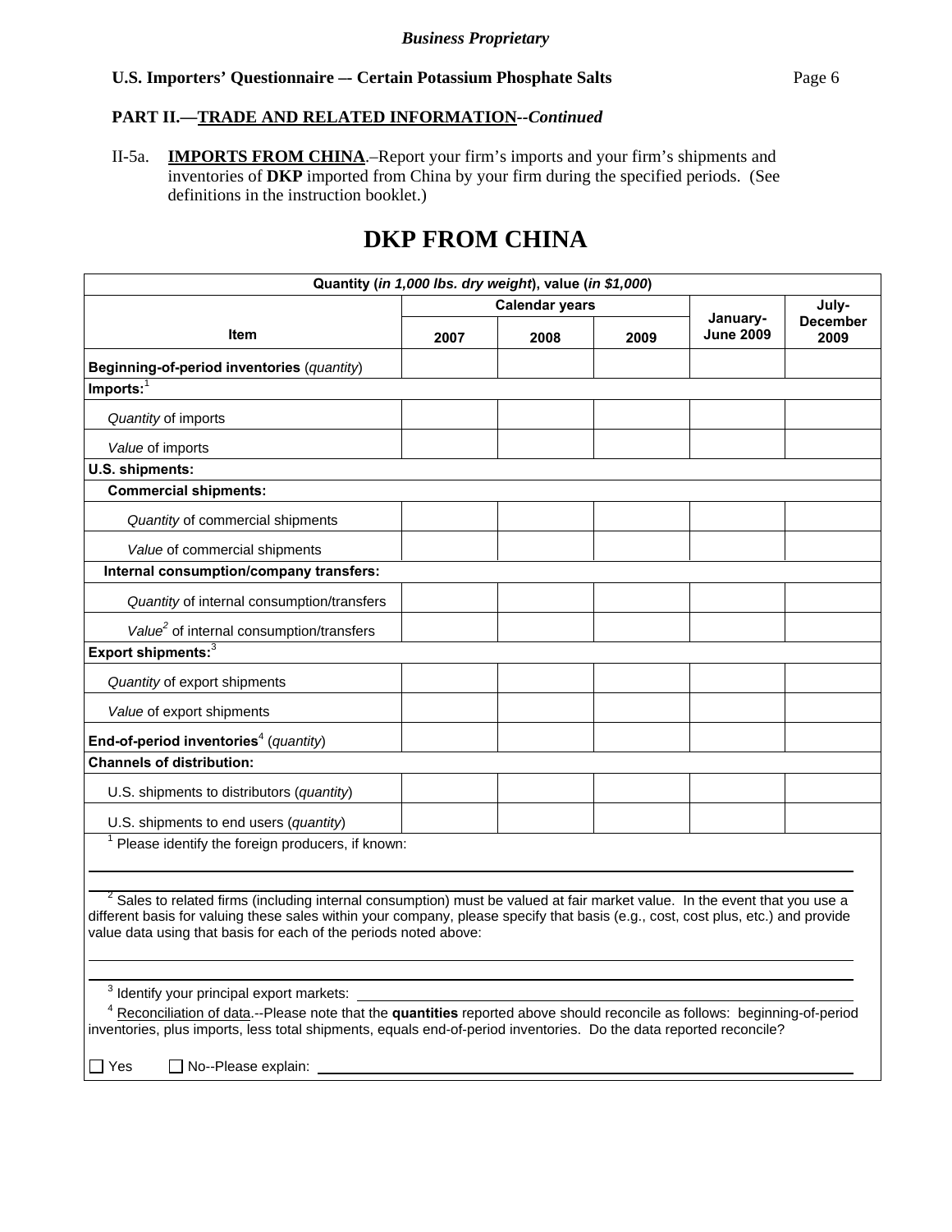*Business Proprietary*

**U.S. Importers' Questionnaire — Certain Potassium Phosphate Salts**

**PART II.—TRADE AND RELATED INFORMATION--*Continued***

II-5a. **IMPORTS FROM CHINA**.–Report your firm's imports and your firm's shipments and inventories of **DKP** imported from China by your firm during the specified periods. (See definitions in the instruction booklet.)

# DKP FROM CHINA

| Quantity (*in 1,000 lbs. dry weight*), value (*in $1,000*) | | | | | |
|---|---|---|---|---|---|
| **Item** | **Calendar years** | | | **January-June 2009** | **July-December 2009** |
| | **2007** | **2008** | **2009** | | |
| **Beginning-of-period inventories** (*quantity*) | | | | | |
| **Imports:**[1] | | | | | |
| *Quantity* of imports | | | | | |
| *Value* of imports | | | | | |
| **U.S. shipments:** | | | | | |
| **Commercial shipments:** | | | | | |
| *Quantity* of commercial shipments | | | | | |
| *Value* of commercial shipments | | | | | |
| **Internal consumption/company transfers:** | | | | | |
| *Quantity* of internal consumption/transfers | | | | | |
| *Value*[2] of internal consumption/transfers | | | | | |
| **Export shipments:**[3] | | | | | |
| *Quantity* of export shipments | | | | | |
| *Value* of export shipments | | | | | |
| **End-of-period inventories**[4] (*quantity*) | | | | | |
| **Channels of distribution:** | | | | | |
| U.S. shipments to distributors (*quantity*) | | | | | |
| U.S. shipments to end users (*quantity*) | | | | | |

[1] Please identify the foreign producers, if known:

[2] Sales to related firms (including internal consumption) must be valued at fair market value. In the event that you use a different basis for valuing these sales within your company, please specify that basis (e.g., cost, cost plus, etc.) and provide value data using that basis for each of the periods noted above:

[3] Identify your principal export markets:

[4] Reconciliation of data.--Please note that the **quantities** reported above should reconcile as follows: beginning-of-period inventories, plus imports, less total shipments, equals end-of-period inventories. Do the data reported reconcile?

☐ Yes ☐ No--Please explain: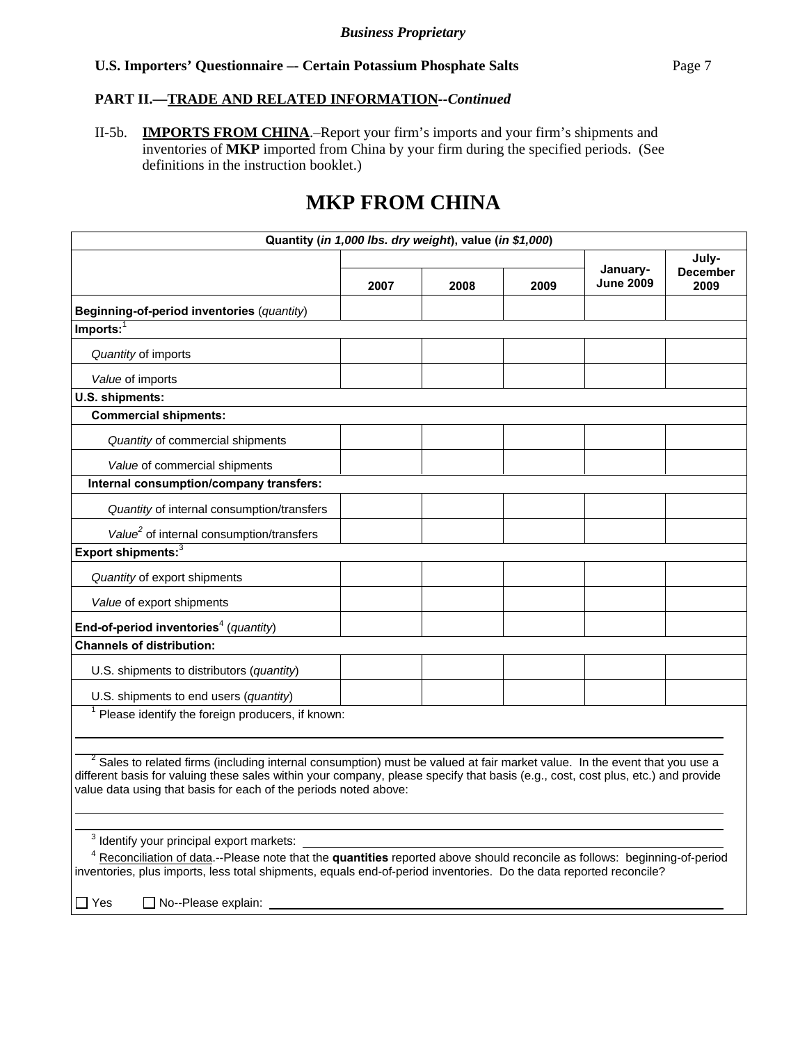**Business Proprietary**

**PART II.—TRADE AND RELATED INFORMATION--*Continued***

II-5b. **IMPORTS FROM CHINA**.–Report your firm's imports and your firm's shipments and inventories of **MKP** imported from China by your firm during the specified periods. (See definitions in the instruction booklet.)

# MKP FROM CHINA

| Quantity (*in 1,000 lbs. dry weight*), value (*in $1,000*) | 2007 | 2008 | 2009 | January-June 2009 | July-December 2009 |
|---|---|---|---|---|---|
| **Beginning-of-period inventories** (*quantity*) | | | | | |
| **Imports:**[1] | | | | | |
| *Quantity* of imports | | | | | |
| *Value* of imports | | | | | |
| **U.S. shipments:** | | | | | |
| **Commercial shipments:** | | | | | |
| *Quantity* of commercial shipments | | | | | |
| *Value* of commercial shipments | | | | | |
| **Internal consumption/company transfers:** | | | | | |
| *Quantity* of internal consumption/transfers | | | | | |
| *Value*[2] of internal consumption/transfers | | | | | |
| **Export shipments:**[3] | | | | | |
| *Quantity* of export shipments | | | | | |
| *Value* of export shipments | | | | | |
| **End-of-period inventories**[4] (*quantity*) | | | | | |
| **Channels of distribution:** | | | | | |
| U.S. shipments to distributors (*quantity*) | | | | | |
| U.S. shipments to end users (*quantity*) | | | | | |

[1] Please identify the foreign producers, if known:

[2] Sales to related firms (including internal consumption) must be valued at fair market value. In the event that you use a different basis for valuing these sales within your company, please specify that basis (e.g., cost, cost plus, etc.) and provide value data using that basis for each of the periods noted above:

[3] Identify your principal export markets:

[4] Reconciliation of data.--Please note that the **quantities** reported above should reconcile as follows: beginning-of-period inventories, plus imports, less total shipments, equals end-of-period inventories. Do the data reported reconcile?

☐ Yes ☐ No--Please explain: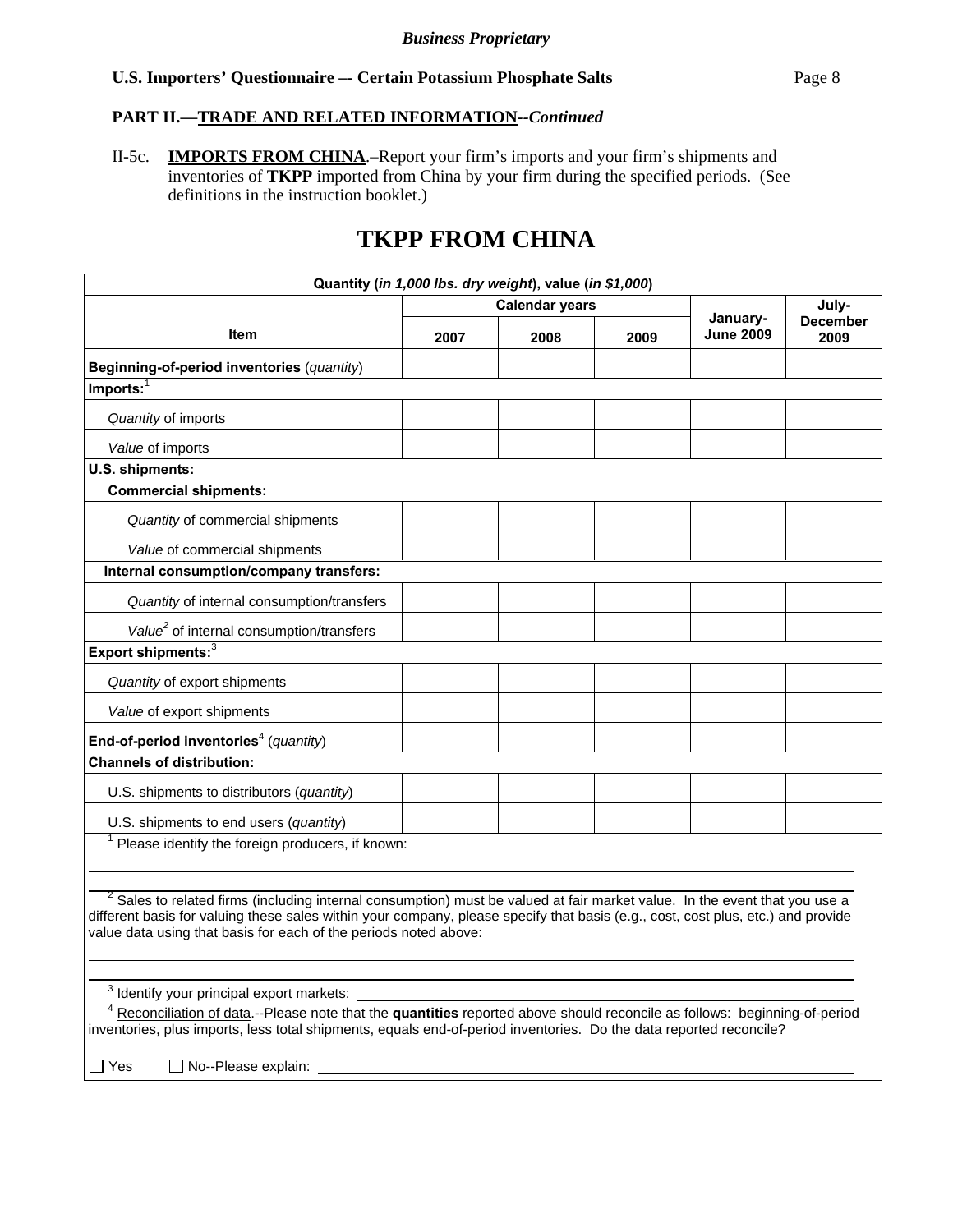*Business Proprietary*

**U.S. Importers' Questionnaire — Certain Potassium Phosphate Salts**

**PART II.—TRADE AND RELATED INFORMATION--*Continued***

II-5c. **IMPORTS FROM CHINA**.–Report your firm's imports and your firm's shipments and inventories of **TKPP** imported from China by your firm during the specified periods. (See definitions in the instruction booklet.)

# TKPP FROM CHINA

| Quantity (*in 1,000 lbs. dry weight*), value (*in $1,000*) | | | | | |
|---|---|---|---|---|---|
| **Item** | **Calendar years** | | | **January-June 2009** | **July-December 2009** |
| | **2007** | **2008** | **2009** | | |
| **Beginning-of-period inventories** (*quantity*) | | | | | |
| **Imports:**[1] | | | | | |
| *Quantity* of imports | | | | | |
| *Value* of imports | | | | | |
| **U.S. shipments:** | | | | | |
| **Commercial shipments:** | | | | | |
| *Quantity* of commercial shipments | | | | | |
| *Value* of commercial shipments | | | | | |
| **Internal consumption/company transfers:** | | | | | |
| *Quantity* of internal consumption/transfers | | | | | |
| *Value*[2] of internal consumption/transfers | | | | | |
| **Export shipments:**[3] | | | | | |
| *Quantity* of export shipments | | | | | |
| *Value* of export shipments | | | | | |
| **End-of-period inventories**[4] (*quantity*) | | | | | |
| **Channels of distribution:** | | | | | |
| U.S. shipments to distributors (*quantity*) | | | | | |
| U.S. shipments to end users (*quantity*) | | | | | |

[1] Please identify the foreign producers, if known:

______________________________________________

[2] Sales to related firms (including internal consumption) must be valued at fair market value. In the event that you use a different basis for valuing these sales within your company, please specify that basis (e.g., cost, cost plus, etc.) and provide value data using that basis for each of the periods noted above:

______________________________________________

[3] Identify your principal export markets: ______________________________________________

[4] Reconciliation of data.--Please note that the **quantities** reported above should reconcile as follows: beginning-of-period inventories, plus imports, less total shipments, equals end-of-period inventories. Do the data reported reconcile?

☐ Yes ☐ No--Please explain: ______________________________________________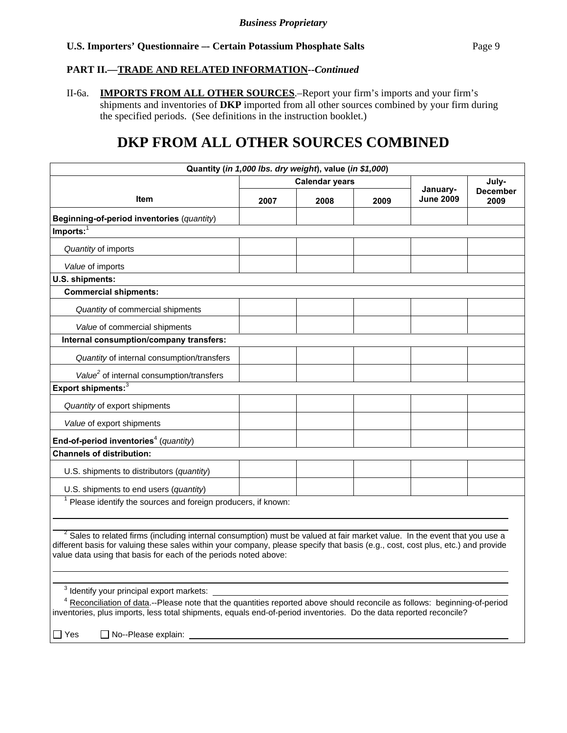*Business Proprietary*

**U.S. Importers' Questionnaire — Certain Potassium Phosphate Salts**

**PART II.—TRADE AND RELATED INFORMATION--*Continued***

II-6a. **IMPORTS FROM ALL OTHER SOURCES**.–Report your firm's imports and your firm's shipments and inventories of **DKP** imported from all other sources combined by your firm during the specified periods. (See definitions in the instruction booklet.)

# DKP FROM ALL OTHER SOURCES COMBINED

| Quantity (*in 1,000 lbs. dry weight*), value (*in $1,000*) | | | | | |
|---|---|---|---|---|---|
| **Item** | **Calendar years** | | | **January-June 2009** | **July-December 2009** |
| | **2007** | **2008** | **2009** | | |
| **Beginning-of-period inventories** (*quantity*) | | | | | |
| **Imports:**[1] | | | | | |
| *Quantity* of imports | | | | | |
| *Value* of imports | | | | | |
| **U.S. shipments:** | | | | | |
| **Commercial shipments:** | | | | | |
| *Quantity* of commercial shipments | | | | | |
| *Value* of commercial shipments | | | | | |
| **Internal consumption/company transfers:** | | | | | |
| *Quantity* of internal consumption/transfers | | | | | |
| *Value*[2] of internal consumption/transfers | | | | | |
| **Export shipments:**[3] | | | | | |
| *Quantity* of export shipments | | | | | |
| *Value* of export shipments | | | | | |
| **End-of-period inventories**[4] (*quantity*) | | | | | |
| **Channels of distribution:** | | | | | |
| U.S. shipments to distributors (*quantity*) | | | | | |
| U.S. shipments to end users (*quantity*) | | | | | |

[1] Please identify the sources and foreign producers, if known:

[2] Sales to related firms (including internal consumption) must be valued at fair market value. In the event that you use a different basis for valuing these sales within your company, please specify that basis (e.g., cost, cost plus, etc.) and provide value data using that basis for each of the periods noted above:

[3] Identify your principal export markets:

[4] Reconciliation of data.--Please note that the quantities reported above should reconcile as follows: beginning-of-period inventories, plus imports, less total shipments, equals end-of-period inventories. Do the data reported reconcile?

☐ Yes ☐ No--Please explain: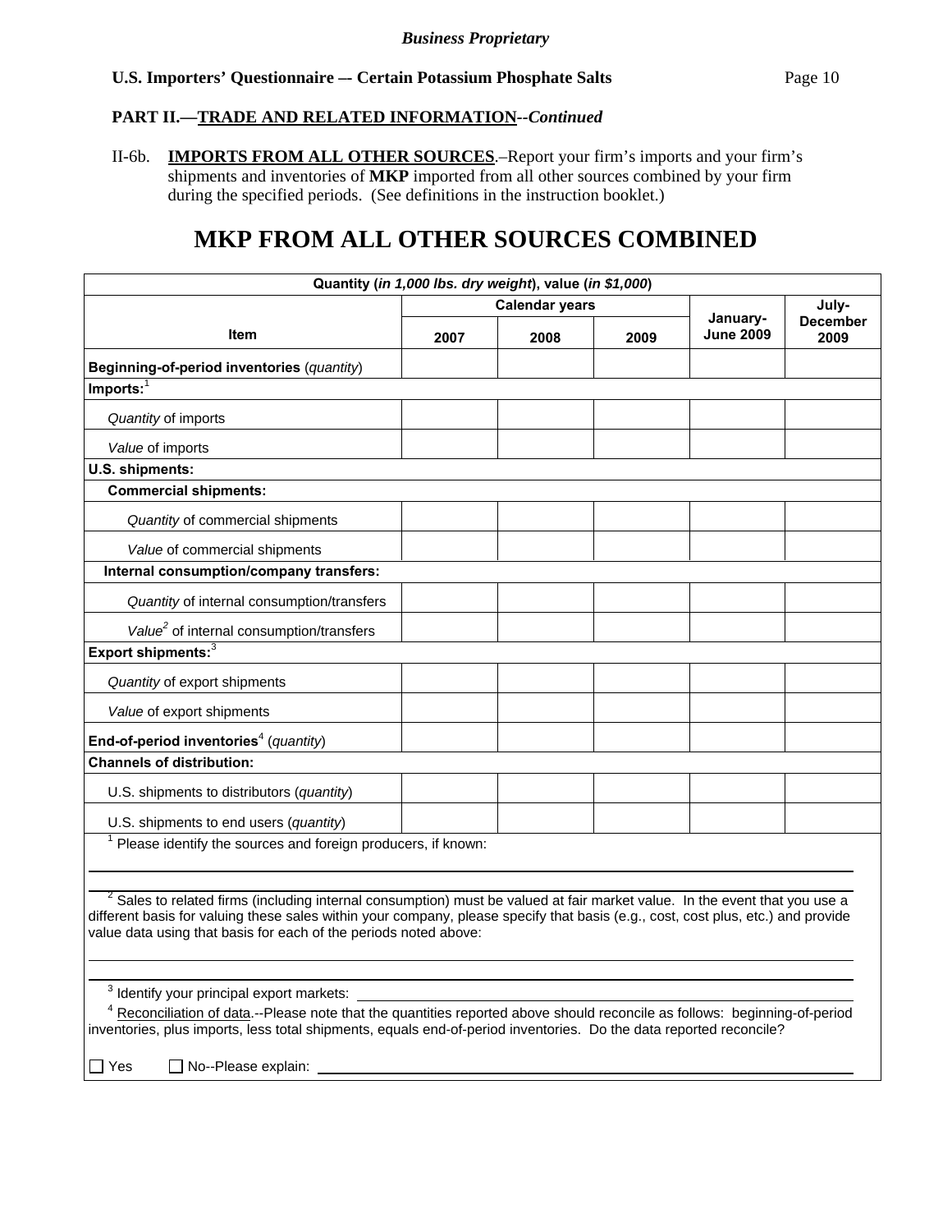*Business Proprietary*

**U.S. Importers' Questionnaire — Certain Potassium Phosphate Salts**

**PART II.—TRADE AND RELATED INFORMATION--*Continued***

II-6b. **IMPORTS FROM ALL OTHER SOURCES**.–Report your firm's imports and your firm's shipments and inventories of **MKP** imported from all other sources combined by your firm during the specified periods. (See definitions in the instruction booklet.)

# MKP FROM ALL OTHER SOURCES COMBINED

| Quantity (*in 1,000 lbs. dry weight*), value (*in $1,000*) | | | | | |
|---|---|---|---|---|---|
| **Item** | **Calendar years** | | | **January-June 2009** | **July-December 2009** |
| | **2007** | **2008** | **2009** | | |
| **Beginning-of-period inventories** (*quantity*) | | | | | |
| **Imports:**[1] | | | | | |
| *Quantity* of imports | | | | | |
| *Value* of imports | | | | | |
| **U.S. shipments:** | | | | | |
| **Commercial shipments:** | | | | | |
| *Quantity* of commercial shipments | | | | | |
| *Value* of commercial shipments | | | | | |
| **Internal consumption/company transfers:** | | | | | |
| *Quantity* of internal consumption/transfers | | | | | |
| *Value*[2] of internal consumption/transfers | | | | | |
| **Export shipments:**[3] | | | | | |
| *Quantity* of export shipments | | | | | |
| *Value* of export shipments | | | | | |
| **End-of-period inventories**[4] (*quantity*) | | | | | |
| **Channels of distribution:** | | | | | |
| U.S. shipments to distributors (*quantity*) | | | | | |
| U.S. shipments to end users (*quantity*) | | | | | |

[1] Please identify the sources and foreign producers, if known:

[2] Sales to related firms (including internal consumption) must be valued at fair market value. In the event that you use a different basis for valuing these sales within your company, please specify that basis (e.g., cost, cost plus, etc.) and provide value data using that basis for each of the periods noted above:

[3] Identify your principal export markets:

[4] Reconciliation of data.--Please note that the quantities reported above should reconcile as follows: beginning-of-period inventories, plus imports, less total shipments, equals end-of-period inventories. Do the data reported reconcile?

☐ Yes ☐ No--Please explain: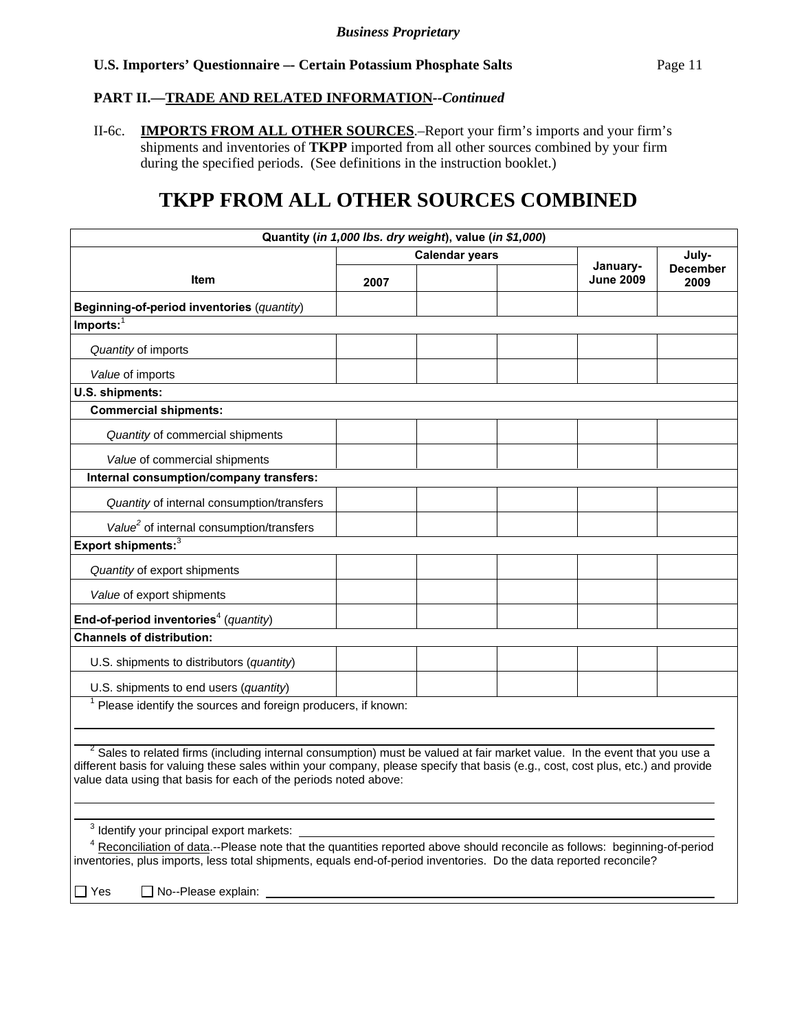*Business Proprietary*

**U.S. Importers' Questionnaire — Certain Potassium Phosphate Salts**

**PART II.—TRADE AND RELATED INFORMATION--*Continued***

II-6c. **IMPORTS FROM ALL OTHER SOURCES**.–Report your firm's imports and your firm's shipments and inventories of **TKPP** imported from all other sources combined by your firm during the specified periods. (See definitions in the instruction booklet.)

# TKPP FROM ALL OTHER SOURCES COMBINED

| Quantity (*in 1,000 lbs. dry weight*), value (*in $1,000*) | | | | | |
|---|---|---|---|---|---|
| | Calendar years | | | January-June 2009 | July-December 2009 |
| **Item** | **2007** | | | | |
| **Beginning-of-period inventories** (*quantity*) | | | | | |
| **Imports:**[1] | | | | | |
| *Quantity* of imports | | | | | |
| *Value* of imports | | | | | |
| **U.S. shipments:** | | | | | |
| **Commercial shipments:** | | | | | |
| *Quantity* of commercial shipments | | | | | |
| *Value* of commercial shipments | | | | | |
| **Internal consumption/company transfers:** | | | | | |
| *Quantity* of internal consumption/transfers | | | | | |
| *Value*[2] of internal consumption/transfers | | | | | |
| **Export shipments:**[3] | | | | | |
| *Quantity* of export shipments | | | | | |
| *Value* of export shipments | | | | | |
| **End-of-period inventories**[4] (*quantity*) | | | | | |
| **Channels of distribution:** | | | | | |
| U.S. shipments to distributors (*quantity*) | | | | | |
| U.S. shipments to end users (*quantity*) | | | | | |

[1] Please identify the sources and foreign producers, if known:

[2] Sales to related firms (including internal consumption) must be valued at fair market value. In the event that you use a different basis for valuing these sales within your company, please specify that basis (e.g., cost, cost plus, etc.) and provide value data using that basis for each of the periods noted above:

[3] Identify your principal export markets:

[4] Reconciliation of data.--Please note that the quantities reported above should reconcile as follows: beginning-of-period inventories, plus imports, less total shipments, equals end-of-period inventories. Do the data reported reconcile?

☐ Yes ☐ No--Please explain: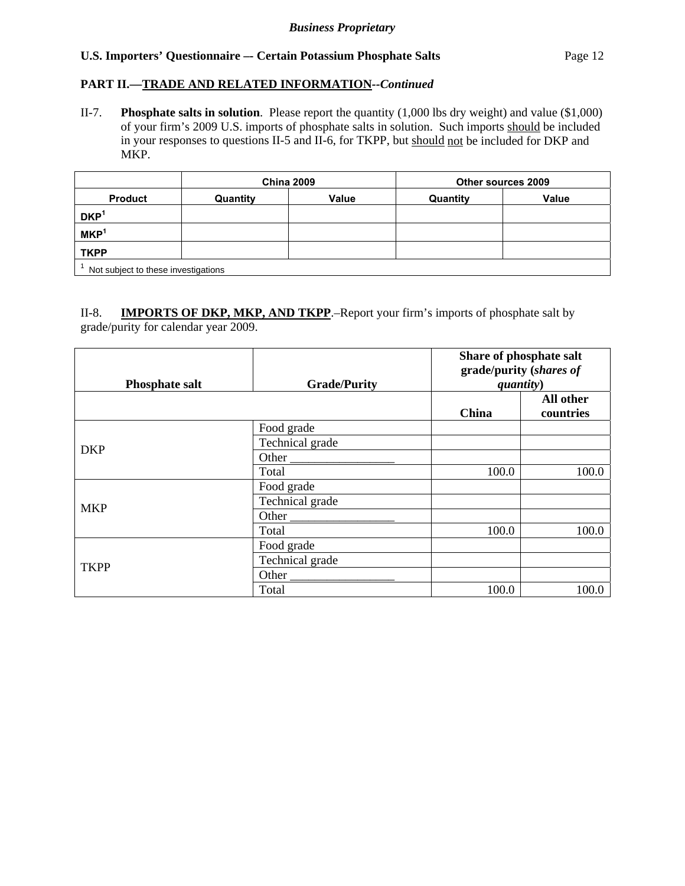*Business Proprietary*

**PART II.—TRADE AND RELATED INFORMATION--*Continued***

II-7. **Phosphate salts in solution**. Please report the quantity (1,000 lbs dry weight) and value ($1,000) of your firm's 2009 U.S. imports of phosphate salts in solution. Such imports should be included in your responses to questions II-5 and II-6, for TKPP, but should not be included for DKP and MKP.

| | China 2009 | | Other sources 2009 | |
|---|---|---|---|---|
| Product | Quantity | Value | Quantity | Value |
| DKP[1] | | | | |
| MKP[1] | | | | |
| TKPP | | | | |

[1] Not subject to these investigations

II-8. **IMPORTS OF DKP, MKP, AND TKPP**.–Report your firm's imports of phosphate salt by grade/purity for calendar year 2009.

| Phosphate salt | Grade/Purity | Share of phosphate salt grade/purity (*shares of quantity*) | |
|---|---|---|---|
| | | China | All other countries |
| DKP | Food grade | | |
| | Technical grade | | |
| | Other _________________ | | |
| | Total | 100.0 | 100.0 |
| MKP | Food grade | | |
| | Technical grade | | |
| | Other _________________ | | |
| | Total | 100.0 | 100.0 |
| TKPP | Food grade | | |
| | Technical grade | | |
| | Other _________________ | | |
| | Total | 100.0 | 100.0 |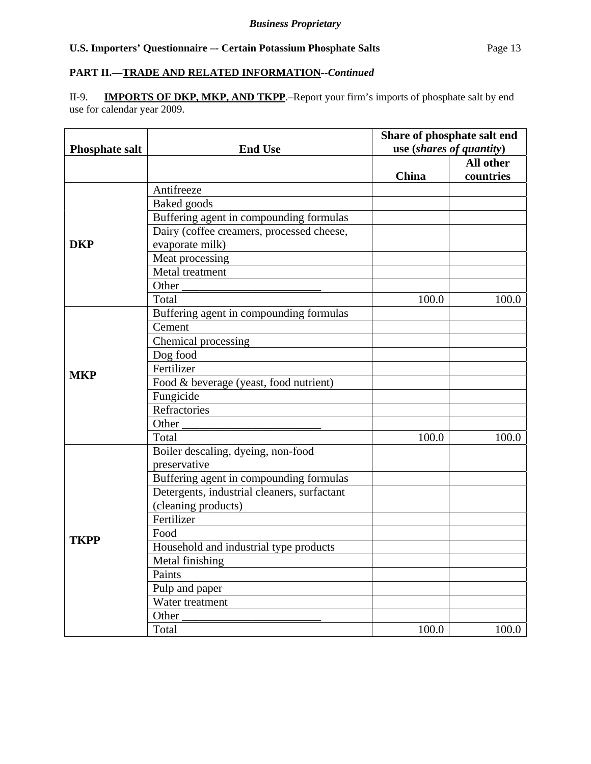**PART II.—TRADE AND RELATED INFORMATION**--*Continued*

II-9. **IMPORTS OF DKP, MKP, AND TKPP**.–Report your firm's imports of phosphate salt by end use for calendar year 2009.

| Phosphate salt | End Use | Share of phosphate salt end use (*shares of quantity*) | |
|---|---|---|---|
| | | China | All other countries |
| DKP | Antifreeze | | |
| | Baked goods | | |
| | Buffering agent in compounding formulas | | |
| | Dairy (coffee creamers, processed cheese, evaporate milk) | | |
| | Meat processing | | |
| | Metal treatment | | |
| | Other ________________________ | | |
| | Total | 100.0 | 100.0 |
| MKP | Buffering agent in compounding formulas | | |
| | Cement | | |
| | Chemical processing | | |
| | Dog food | | |
| | Fertilizer | | |
| | Food & beverage (yeast, food nutrient) | | |
| | Fungicide | | |
| | Refractories | | |
| | Other ________________________ | | |
| | Total | 100.0 | 100.0 |
| TKPP | Boiler descaling, dyeing, non-food preservative | | |
| | Buffering agent in compounding formulas | | |
| | Detergents, industrial cleaners, surfactant (cleaning products) | | |
| | Fertilizer | | |
| | Food | | |
| | Household and industrial type products | | |
| | Metal finishing | | |
| | Paints | | |
| | Pulp and paper | | |
| | Water treatment | | |
| | Other ________________________ | | |
| | Total | 100.0 | 100.0 |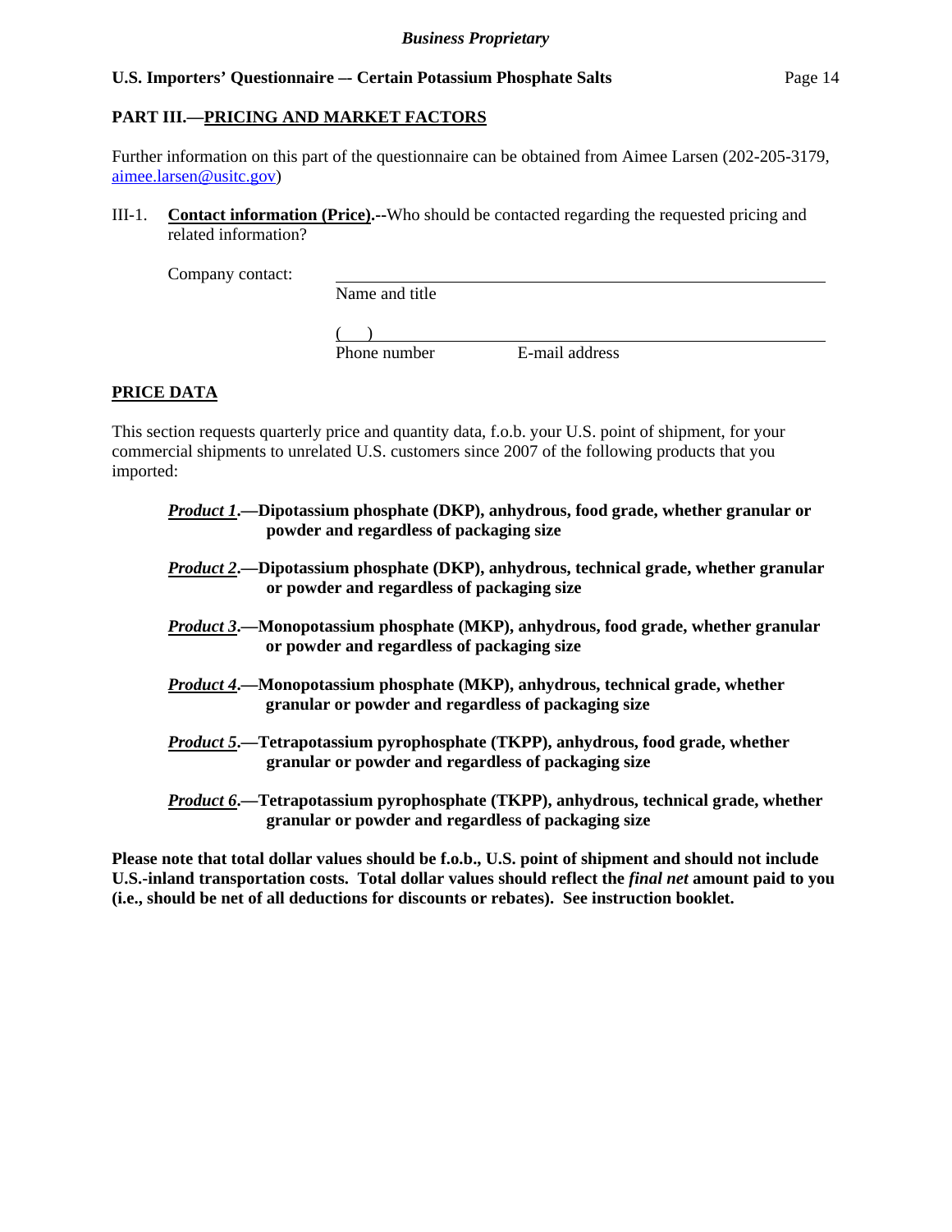## PART III.—PRICING AND MARKET FACTORS

Further information on this part of the questionnaire can be obtained from Aimee Larsen (202-205-3179, aimee.larsen@usitc.gov)

III-1. **Contact information (Price).--**Who should be contacted regarding the requested pricing and related information?

Company contact: ______________________________________________
Name and title

(    ) ______________________________________________
Phone number          E-mail address

**PRICE DATA**

This section requests quarterly price and quantity data, f.o.b. your U.S. point of shipment, for your commercial shipments to unrelated U.S. customers since 2007 of the following products that you imported:

***Product 1*.—Dipotassium phosphate (DKP), anhydrous, food grade, whether granular or powder and regardless of packaging size**

***Product 2*.—Dipotassium phosphate (DKP), anhydrous, technical grade, whether granular or powder and regardless of packaging size**

***Product 3*.—Monopotassium phosphate (MKP), anhydrous, food grade, whether granular or powder and regardless of packaging size**

***Product 4*.—Monopotassium phosphate (MKP), anhydrous, technical grade, whether granular or powder and regardless of packaging size**

***Product 5*.—Tetrapotassium pyrophosphate (TKPP), anhydrous, food grade, whether granular or powder and regardless of packaging size**

***Product 6*.—Tetrapotassium pyrophosphate (TKPP), anhydrous, technical grade, whether granular or powder and regardless of packaging size**

**Please note that total dollar values should be f.o.b., U.S. point of shipment and should not include U.S.-inland transportation costs. Total dollar values should reflect the *final net* amount paid to you (i.e., should be net of all deductions for discounts or rebates). See instruction booklet.**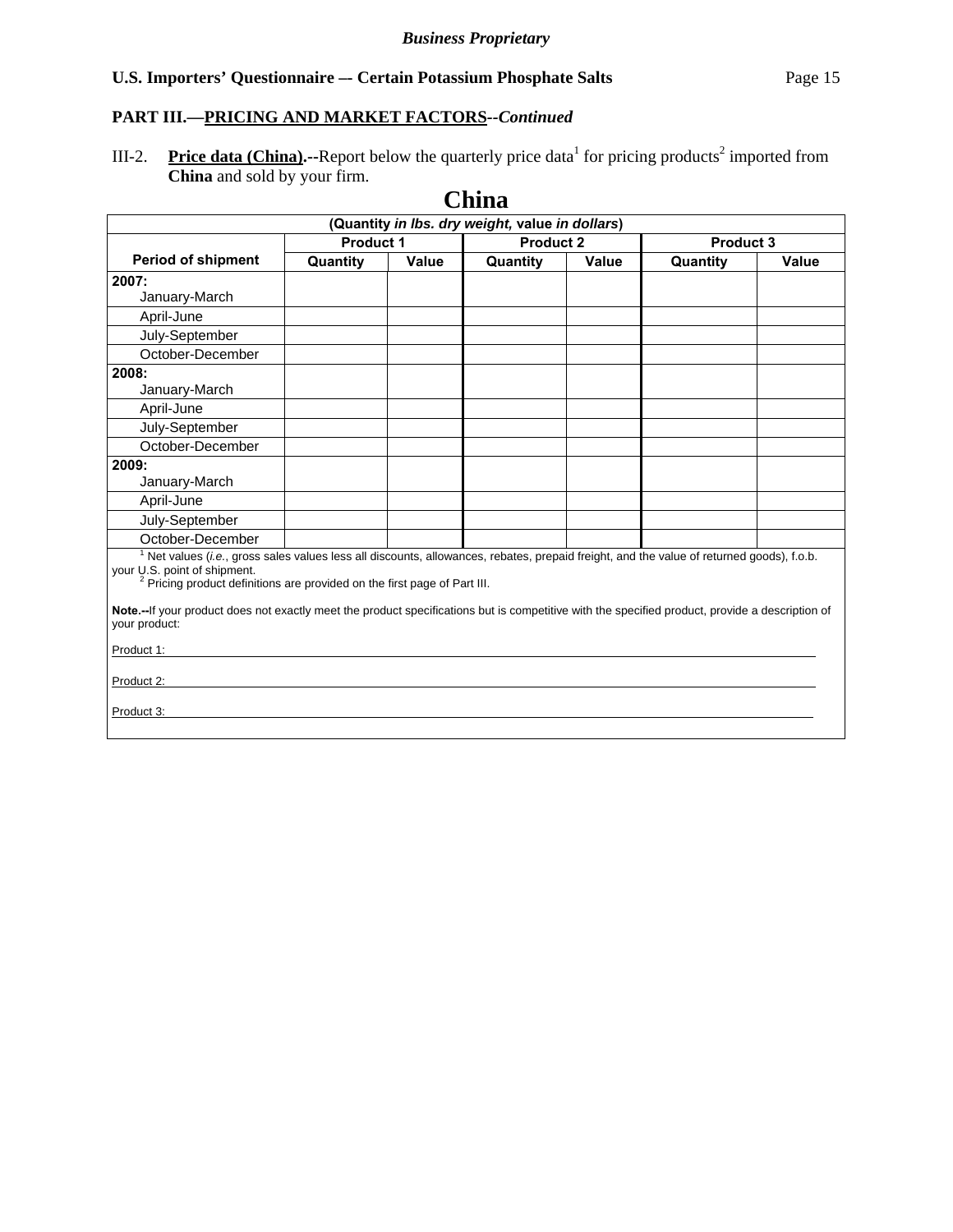*Business Proprietary*

**U.S. Importers' Questionnaire — Certain Potassium Phosphate Salts**

**PART III.—PRICING AND MARKET FACTORS--*Continued***

III-2. **Price data (China).--**Report below the quarterly price data[1] for pricing products[2] imported from **China** and sold by your firm.

# China

| (Quantity *in lbs. dry weight,* value *in dollars*) | | | | | | |
|---|---|---|---|---|---|---|
| | **Product 1** | | **Product 2** | | **Product 3** | |
| **Period of shipment** | **Quantity** | **Value** | **Quantity** | **Value** | **Quantity** | **Value** |
| **2007:** January-March | | | | | | |
| April-June | | | | | | |
| July-September | | | | | | |
| October-December | | | | | | |
| **2008:** January-March | | | | | | |
| April-June | | | | | | |
| July-September | | | | | | |
| October-December | | | | | | |
| **2009:** January-March | | | | | | |
| April-June | | | | | | |
| July-September | | | | | | |
| October-December | | | | | | |

[1] Net values (*i.e.*, gross sales values less all discounts, allowances, rebates, prepaid freight, and the value of returned goods), f.o.b. your U.S. point of shipment.
[2] Pricing product definitions are provided on the first page of Part III.

**Note.--**If your product does not exactly meet the product specifications but is competitive with the specified product, provide a description of your product:

Product 1: ______________________________

Product 2: ______________________________

Product 3: ______________________________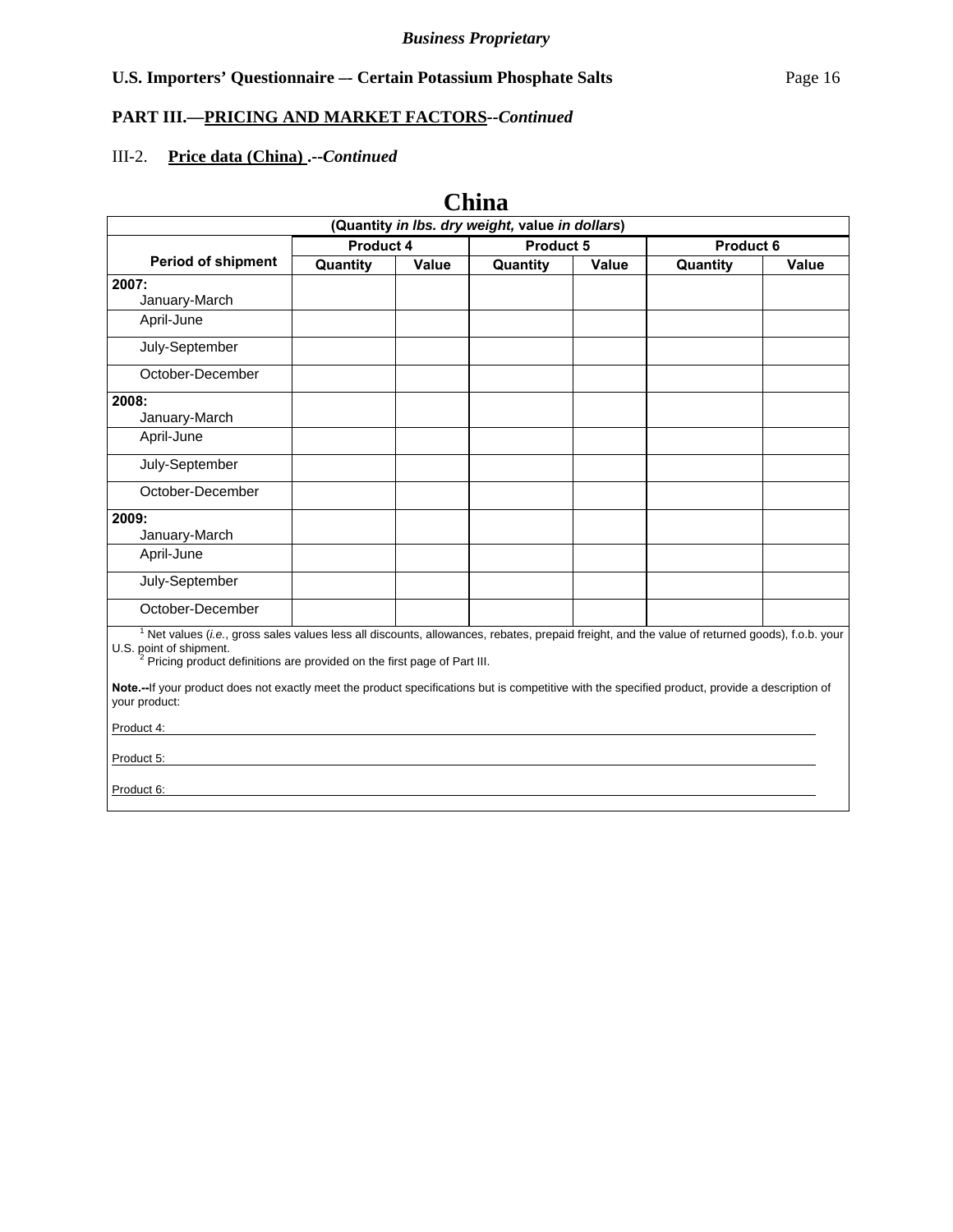*Business Proprietary*

**U.S. Importers' Questionnaire — Certain Potassium Phosphate Salts**

**PART III.—PRICING AND MARKET FACTORS--*Continued***

III-2. **Price data (China) .--*Continued***

# China

| (Quantity *in lbs. dry weight,* value *in dollars*) | | | | | | |
|---|---|---|---|---|---|---|
| **Period of shipment** | **Product 4** | | **Product 5** | | **Product 6** | |
| | **Quantity** | **Value** | **Quantity** | **Value** | **Quantity** | **Value** |
| **2007:** January-March | | | | | | |
| April-June | | | | | | |
| July-September | | | | | | |
| October-December | | | | | | |
| **2008:** January-March | | | | | | |
| April-June | | | | | | |
| July-September | | | | | | |
| October-December | | | | | | |
| **2009:** January-March | | | | | | |
| April-June | | | | | | |
| July-September | | | | | | |
| October-December | | | | | | |

[1] Net values (*i.e.*, gross sales values less all discounts, allowances, rebates, prepaid freight, and the value of returned goods), f.o.b. your U.S. point of shipment.
[2] Pricing product definitions are provided on the first page of Part III.

**Note.--**If your product does not exactly meet the product specifications but is competitive with the specified product, provide a description of your product:

Product 4: ______________________________

Product 5: ______________________________

Product 6: ______________________________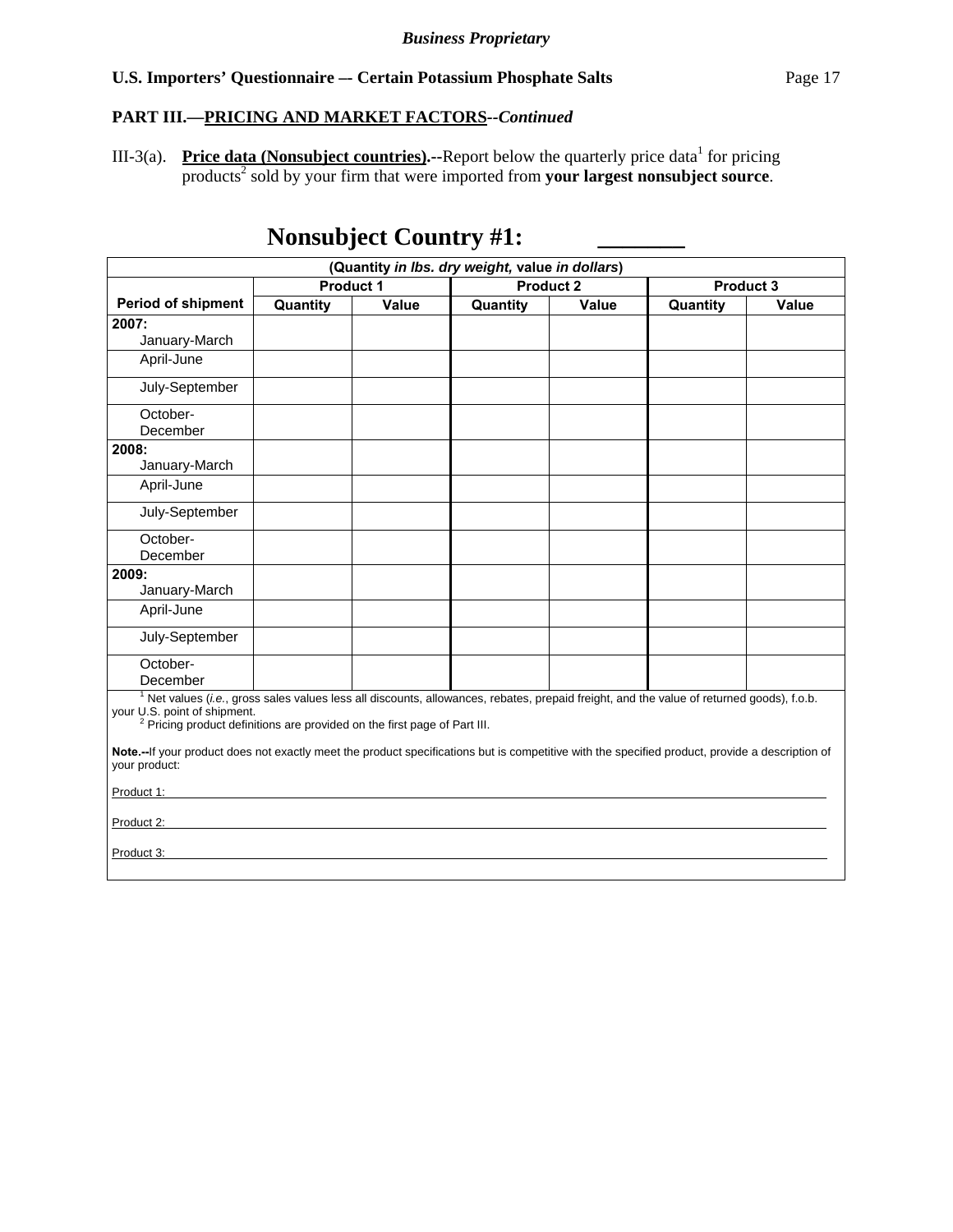**Business Proprietary**

**U.S. Importers' Questionnaire — Certain Potassium Phosphate Salts**

**PART III.—PRICING AND MARKET FACTORS--*Continued***

III-3(a). **Price data (Nonsubject countries).**--Report below the quarterly price data[1] for pricing products[2] sold by your firm that were imported from **your largest nonsubject source**.

## Nonsubject Country #1: _______

| (Quantity *in lbs. dry weight,* value *in dollars*) | | | | | | |
|---|---|---|---|---|---|---|
| | **Product 1** | | **Product 2** | | **Product 3** | |
| **Period of shipment** | **Quantity** | **Value** | **Quantity** | **Value** | **Quantity** | **Value** |
| **2007:** January-March | | | | | | |
| April-June | | | | | | |
| July-September | | | | | | |
| October-December | | | | | | |
| **2008:** January-March | | | | | | |
| April-June | | | | | | |
| July-September | | | | | | |
| October-December | | | | | | |
| **2009:** January-March | | | | | | |
| April-June | | | | | | |
| July-September | | | | | | |
| October-December | | | | | | |

[1] Net values (*i.e.*, gross sales values less all discounts, allowances, rebates, prepaid freight, and the value of returned goods), f.o.b. your U.S. point of shipment.

[2] Pricing product definitions are provided on the first page of Part III.

**Note.--**If your product does not exactly meet the product specifications but is competitive with the specified product, provide a description of your product:

Product 1: ____________________

Product 2: ____________________

Product 3: ____________________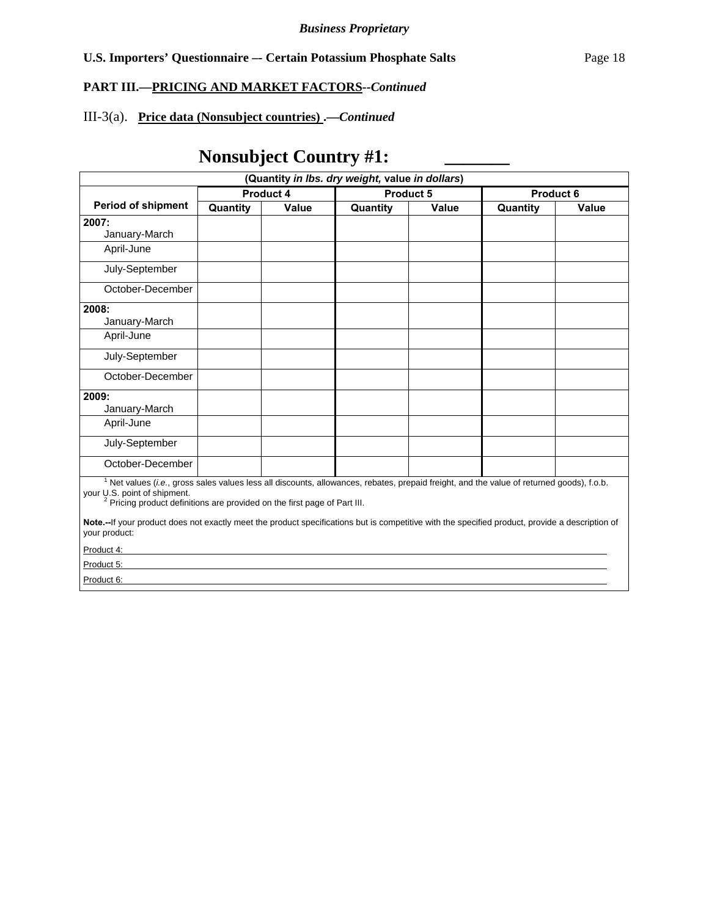*Business Proprietary*

**U.S. Importers' Questionnaire — Certain Potassium Phosphate Salts**

**PART III.—PRICING AND MARKET FACTORS--*Continued***

III-3(a). **Price data (Nonsubject countries) .—*Continued***

# Nonsubject Country #1: _______

| (Quantity *in lbs. dry weight,* value *in dollars*) | | | | | | |
|---|---|---|---|---|---|---|
| Period of shipment | Product 4 | | Product 5 | | Product 6 | |
| | Quantity | Value | Quantity | Value | Quantity | Value |
| **2007:** January-March | | | | | | |
| April-June | | | | | | |
| July-September | | | | | | |
| October-December | | | | | | |
| **2008:** January-March | | | | | | |
| April-June | | | | | | |
| July-September | | | | | | |
| October-December | | | | | | |
| **2009:** January-March | | | | | | |
| April-June | | | | | | |
| July-September | | | | | | |
| October-December | | | | | | |

[1] Net values (*i.e.*, gross sales values less all discounts, allowances, rebates, prepaid freight, and the value of returned goods), f.o.b. your U.S. point of shipment.

[2] Pricing product definitions are provided on the first page of Part III.

**Note.--**If your product does not exactly meet the product specifications but is competitive with the specified product, provide a description of your product:

Product 4: ______________________________________________

Product 5: ______________________________________________

Product 6: ______________________________________________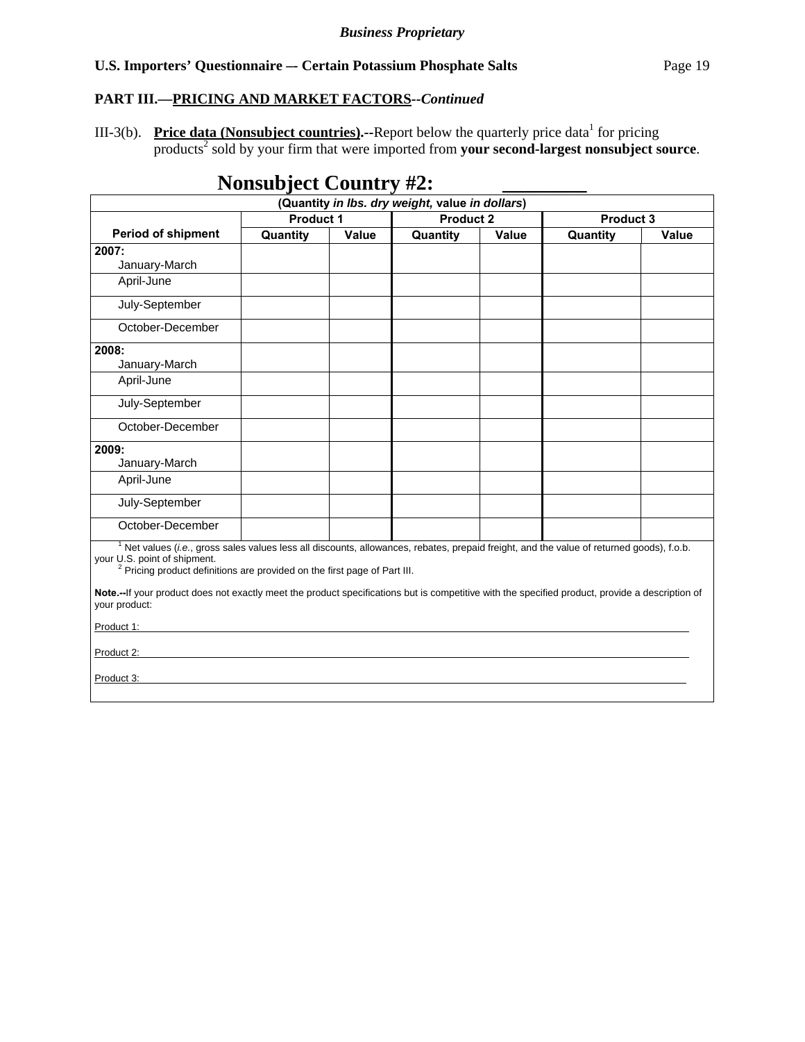**PART III.—PRICING AND MARKET FACTORS--*Continued***

III-3(b). **Price data (Nonsubject countries).**--Report below the quarterly price data[1] for pricing products[2] sold by your firm that were imported from **your second-largest nonsubject source**.

# Nonsubject Country #2: ________

| (Quantity *in lbs. dry weight,* value *in dollars*) | | | | | | |
|---|---|---|---|---|---|---|
| | Product 1 | | Product 2 | | Product 3 | |
| **Period of shipment** | **Quantity** | **Value** | **Quantity** | **Value** | **Quantity** | **Value** |
| **2007:** January-March | | | | | | |
| April-June | | | | | | |
| July-September | | | | | | |
| October-December | | | | | | |
| **2008:** January-March | | | | | | |
| April-June | | | | | | |
| July-September | | | | | | |
| October-December | | | | | | |
| **2009:** January-March | | | | | | |
| April-June | | | | | | |
| July-September | | | | | | |
| October-December | | | | | | |

[1] Net values (*i.e.*, gross sales values less all discounts, allowances, rebates, prepaid freight, and the value of returned goods), f.o.b. your U.S. point of shipment.
[2] Pricing product definitions are provided on the first page of Part III.

**Note.--**If your product does not exactly meet the product specifications but is competitive with the specified product, provide a description of your product:

Product 1: ______________________________

Product 2: ______________________________

Product 3: ______________________________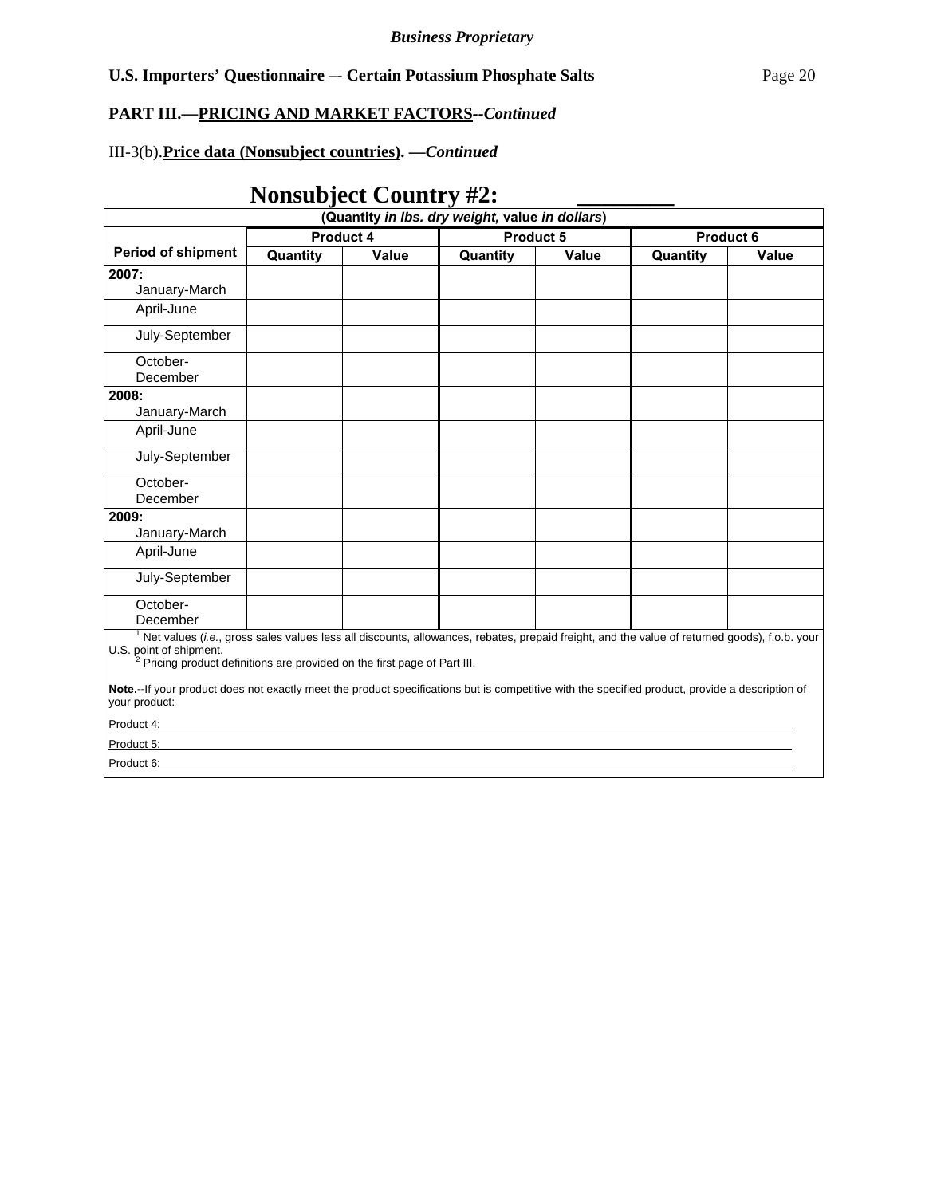**PART III.—PRICING AND MARKET FACTORS--*Continued***

III-3(b).**Price data (Nonsubject countries). —*Continued***

## Nonsubject Country #2: ________

(Quantity *in lbs. dry weight,* value *in dollars*)

| Period of shipment | Product 4 | | Product 5 | | Product 6 | |
|---|---|---|---|---|---|---|
| | Quantity | Value | Quantity | Value | Quantity | Value |
| **2007:** January-March | | | | | | |
| April-June | | | | | | |
| July-September | | | | | | |
| October-December | | | | | | |
| **2008:** January-March | | | | | | |
| April-June | | | | | | |
| July-September | | | | | | |
| October-December | | | | | | |
| **2009:** January-March | | | | | | |
| April-June | | | | | | |
| July-September | | | | | | |
| October-December | | | | | | |

[1] Net values (*i.e.*, gross sales values less all discounts, allowances, rebates, prepaid freight, and the value of returned goods), f.o.b. your U.S. point of shipment.

[2] Pricing product definitions are provided on the first page of Part III.

**Note.--**If your product does not exactly meet the product specifications but is competitive with the specified product, provide a description of your product:

Product 4: ____________________

Product 5: ____________________

Product 6: ____________________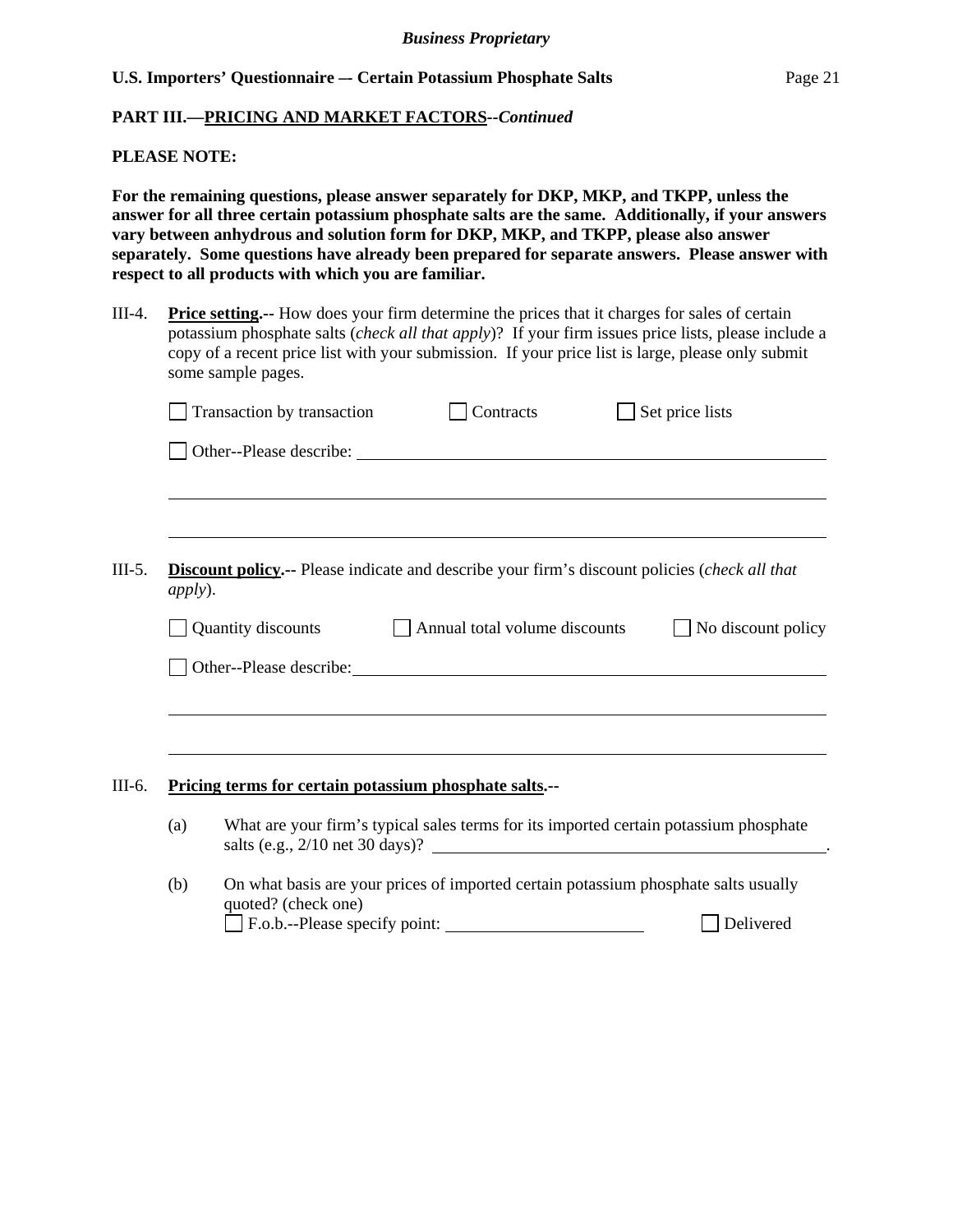**PART III.—PRICING AND MARKET FACTORS--*Continued***

**PLEASE NOTE:**

**For the remaining questions, please answer separately for DKP, MKP, and TKPP, unless the answer for all three certain potassium phosphate salts are the same. Additionally, if your answers vary between anhydrous and solution form for DKP, MKP, and TKPP, please also answer separately. Some questions have already been prepared for separate answers. Please answer with respect to all products with which you are familiar.**

III-4. **Price setting.--** How does your firm determine the prices that it charges for sales of certain potassium phosphate salts (*check all that apply*)? If your firm issues price lists, please include a copy of a recent price list with your submission. If your price list is large, please only submit some sample pages.

☐ Transaction by transaction ☐ Contracts ☐ Set price lists

☐ Other--Please describe: ______________________________________________

______________________________________________________________________

______________________________________________________________________

III-5. **Discount policy.--** Please indicate and describe your firm's discount policies (*check all that apply*).

☐ Quantity discounts ☐ Annual total volume discounts ☐ No discount policy

☐ Other--Please describe: ______________________________________________

______________________________________________________________________

______________________________________________________________________

III-6. **Pricing terms for certain potassium phosphate salts.--**

(a) What are your firm's typical sales terms for its imported certain potassium phosphate salts (e.g., 2/10 net 30 days)? ______________________________.

(b) On what basis are your prices of imported certain potassium phosphate salts usually quoted? (check one)
☐ F.o.b.--Please specify point: ____________________ ☐ Delivered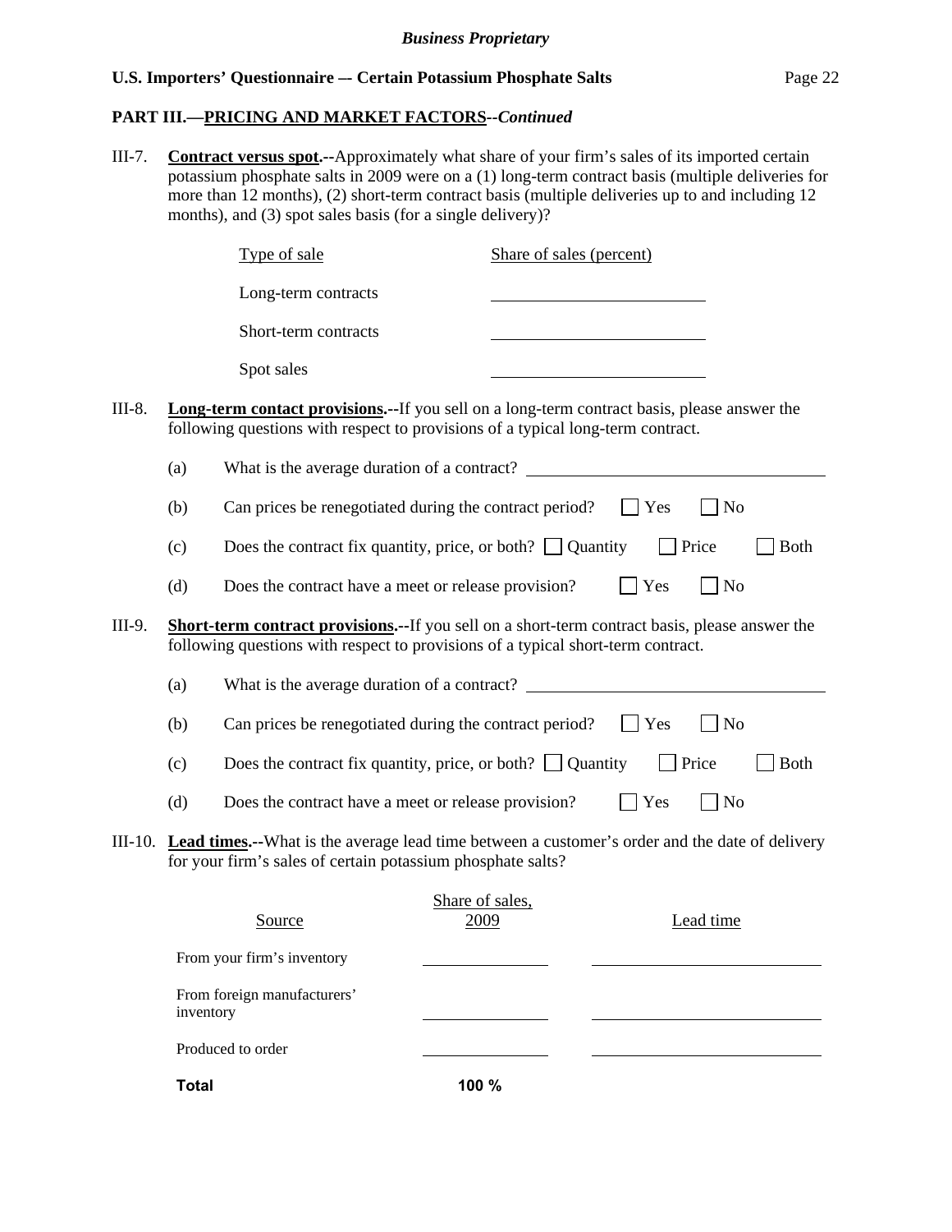**PART III.—PRICING AND MARKET FACTORS--*Continued***

III-7. **Contract versus spot.--**Approximately what share of your firm's sales of its imported certain potassium phosphate salts in 2009 were on a (1) long-term contract basis (multiple deliveries for more than 12 months), (2) short-term contract basis (multiple deliveries up to and including 12 months), and (3) spot sales basis (for a single delivery)?

| Type of sale | Share of sales (percent) |
|---|---|
| Long-term contracts | ______________ |
| Short-term contracts | ______________ |
| Spot sales | ______________ |

III-8. **Long-term contact provisions.--**If you sell on a long-term contract basis, please answer the following questions with respect to provisions of a typical long-term contract.

(a) What is the average duration of a contract? ______________

(b) Can prices be renegotiated during the contract period? ☐ Yes ☐ No

(c) Does the contract fix quantity, price, or both? ☐ Quantity ☐ Price ☐ Both

(d) Does the contract have a meet or release provision? ☐ Yes ☐ No

III-9. **Short-term contract provisions.--**If you sell on a short-term contract basis, please answer the following questions with respect to provisions of a typical short-term contract.

(a) What is the average duration of a contract? ______________

(b) Can prices be renegotiated during the contract period? ☐ Yes ☐ No

(c) Does the contract fix quantity, price, or both? ☐ Quantity ☐ Price ☐ Both

(d) Does the contract have a meet or release provision? ☐ Yes ☐ No

III-10. **Lead times.--**What is the average lead time between a customer's order and the date of delivery for your firm's sales of certain potassium phosphate salts?

| Source | Share of sales, 2009 | Lead time |
|---|---|---|
| From your firm's inventory | ______ | ______________ |
| From foreign manufacturers' inventory | ______ | ______________ |
| Produced to order | ______ | ______________ |
| **Total** | **100 %** | |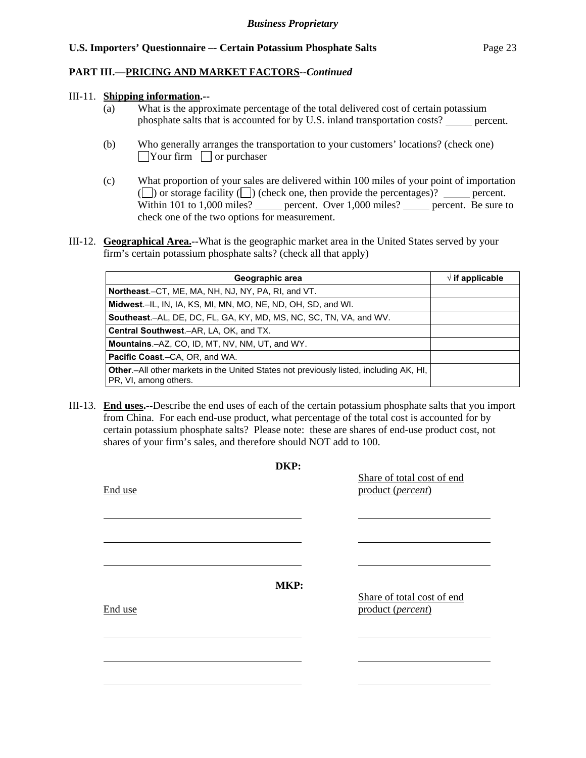**Business Proprietary**

**U.S. Importers' Questionnaire — Certain Potassium Phosphate Salts**

**PART III.—PRICING AND MARKET FACTORS--*Continued***

III-11. **Shipping information.--**

(a) What is the approximate percentage of the total delivered cost of certain potassium phosphate salts that is accounted for by U.S. inland transportation costs? _____ percent.

(b) Who generally arranges the transportation to your customers' locations? (check one)
☐ Your firm ☐ or purchaser

(c) What proportion of your sales are delivered within 100 miles of your point of importation (☐) or storage facility (☐) (check one, then provide the percentages)? _____ percent. Within 101 to 1,000 miles? _____ percent. Over 1,000 miles? _____ percent. Be sure to check one of the two options for measurement.

III-12. **Geographical Area.--**What is the geographic market area in the United States served by your firm's certain potassium phosphate salts? (check all that apply)

| Geographic area | √ if applicable |
|---|---|
| **Northeast**.–CT, ME, MA, NH, NJ, NY, PA, RI, and VT. | |
| **Midwest**.–IL, IN, IA, KS, MI, MN, MO, NE, ND, OH, SD, and WI. | |
| **Southeast**.–AL, DE, DC, FL, GA, KY, MD, MS, NC, SC, TN, VA, and WV. | |
| **Central Southwest**.–AR, LA, OK, and TX. | |
| **Mountains**.–AZ, CO, ID, MT, NV, NM, UT, and WY. | |
| **Pacific Coast**.–CA, OR, and WA. | |
| **Other**.–All other markets in the United States not previously listed, including AK, HI, PR, VI, among others. | |

III-13. **End uses.--**Describe the end uses of each of the certain potassium phosphate salts that you import from China. For each end-use product, what percentage of the total cost is accounted for by certain potassium phosphate salts? Please note: these are shares of end-use product cost, not shares of your firm's sales, and therefore should NOT add to 100.

**DKP:**

| End use | Share of total cost of end product (*percent*) |
|---|---|
| | |
| | |
| | |

**MKP:**

| End use | Share of total cost of end product (*percent*) |
|---|---|
| | |
| | |
| | |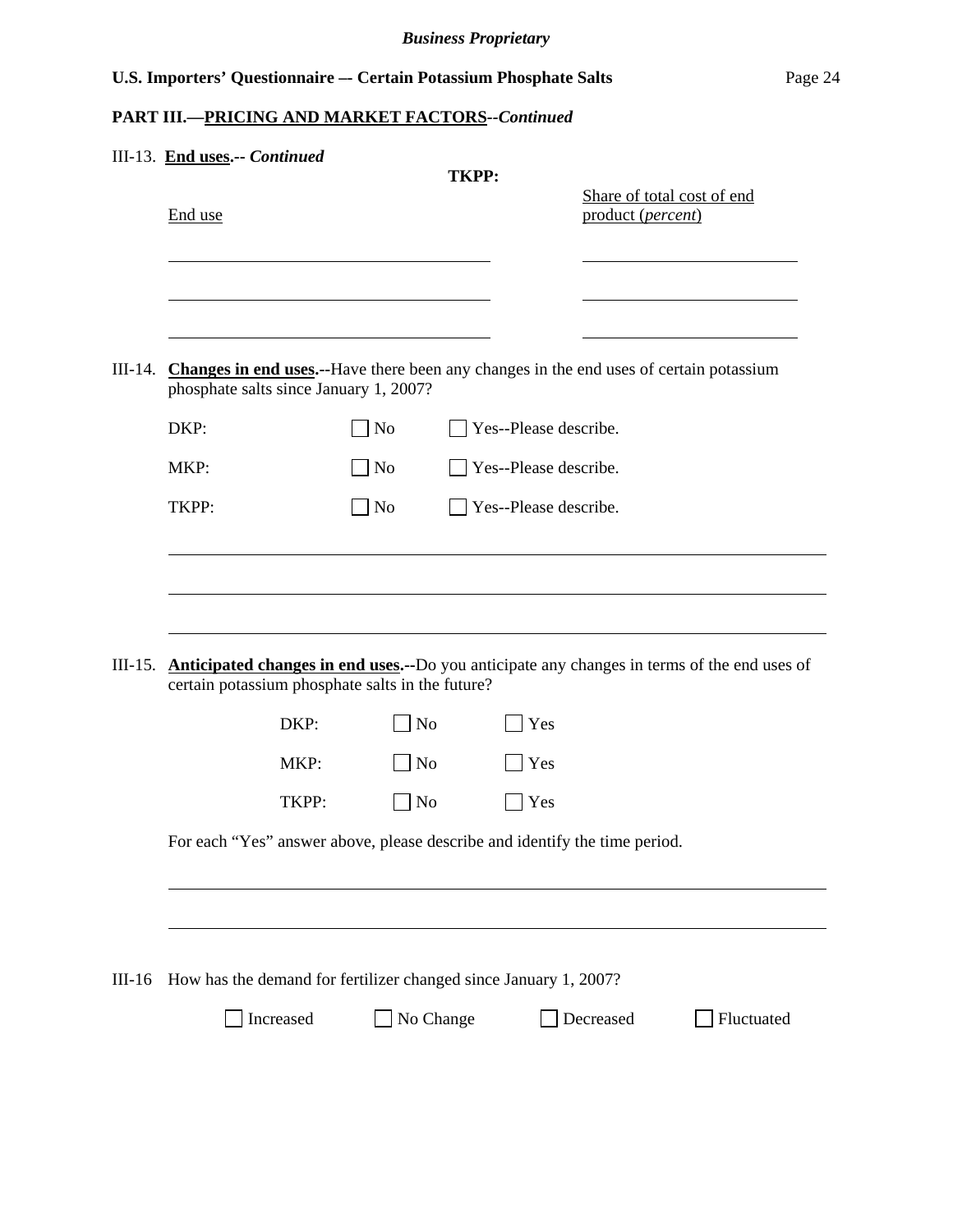**PART III.—PRICING AND MARKET FACTORS--*Continued***

III-13. **End uses.--** ***Continued***

**TKPP:**

| End use | Share of total cost of end product (*percent*) |
| --- | --- |
| | |
| | |
| | |

III-14. **Changes in end uses.--**Have there been any changes in the end uses of certain potassium phosphate salts since January 1, 2007?

DKP: ☐ No ☐ Yes--Please describe.

MKP: ☐ No ☐ Yes--Please describe.

TKPP: ☐ No ☐ Yes--Please describe.

______________________________________________________________________

______________________________________________________________________

______________________________________________________________________

III-15. **Anticipated changes in end uses.--**Do you anticipate any changes in terms of the end uses of certain potassium phosphate salts in the future?

DKP: ☐ No ☐ Yes

MKP: ☐ No ☐ Yes

TKPP: ☐ No ☐ Yes

For each "Yes" answer above, please describe and identify the time period.

______________________________________________________________________

______________________________________________________________________

III-16 How has the demand for fertilizer changed since January 1, 2007?

☐ Increased ☐ No Change ☐ Decreased ☐ Fluctuated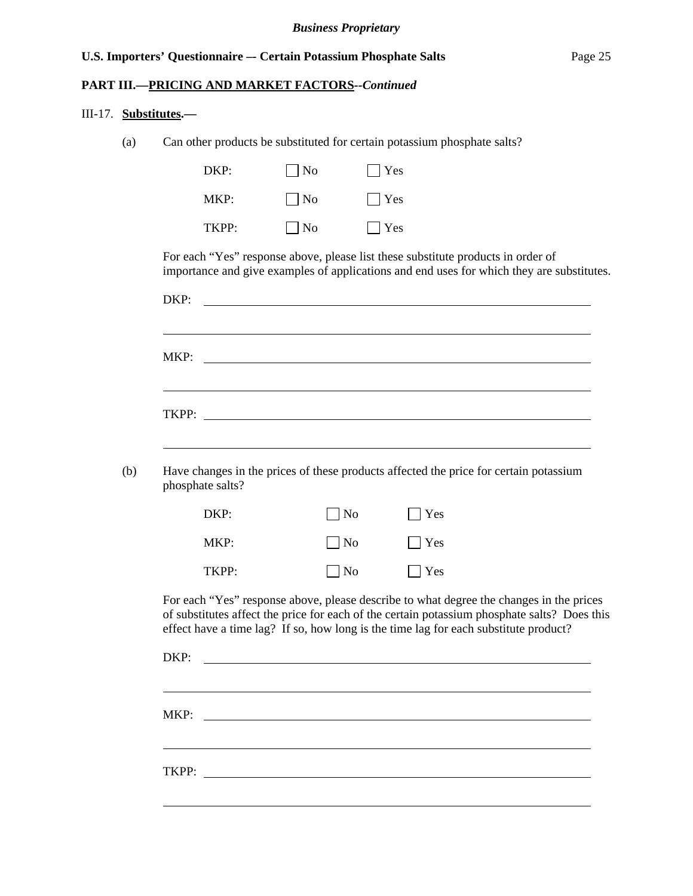**PART III.—PRICING AND MARKET FACTORS--*Continued***

III-17. **Substitutes.—**

(a) Can other products be substituted for certain potassium phosphate salts?

DKP: ☐ No ☐ Yes

MKP: ☐ No ☐ Yes

TKPP: ☐ No ☐ Yes

For each "Yes" response above, please list these substitute products in order of importance and give examples of applications and end uses for which they are substitutes.

DKP: \_\_\_\_\_\_\_\_\_\_\_\_\_\_\_\_\_\_\_\_\_\_\_\_\_\_\_\_\_\_\_\_\_\_\_\_\_\_\_\_

\_\_\_\_\_\_\_\_\_\_\_\_\_\_\_\_\_\_\_\_\_\_\_\_\_\_\_\_\_\_\_\_\_\_\_\_\_\_\_\_\_\_\_\_

MKP: \_\_\_\_\_\_\_\_\_\_\_\_\_\_\_\_\_\_\_\_\_\_\_\_\_\_\_\_\_\_\_\_\_\_\_\_\_\_\_\_

\_\_\_\_\_\_\_\_\_\_\_\_\_\_\_\_\_\_\_\_\_\_\_\_\_\_\_\_\_\_\_\_\_\_\_\_\_\_\_\_\_\_\_\_

TKPP: \_\_\_\_\_\_\_\_\_\_\_\_\_\_\_\_\_\_\_\_\_\_\_\_\_\_\_\_\_\_\_\_\_\_\_\_\_\_\_\_

\_\_\_\_\_\_\_\_\_\_\_\_\_\_\_\_\_\_\_\_\_\_\_\_\_\_\_\_\_\_\_\_\_\_\_\_\_\_\_\_\_\_\_\_

(b) Have changes in the prices of these products affected the price for certain potassium phosphate salts?

DKP: ☐ No ☐ Yes

MKP: ☐ No ☐ Yes

TKPP: ☐ No ☐ Yes

For each "Yes" response above, please describe to what degree the changes in the prices of substitutes affect the price for each of the certain potassium phosphate salts? Does this effect have a time lag? If so, how long is the time lag for each substitute product?

DKP: \_\_\_\_\_\_\_\_\_\_\_\_\_\_\_\_\_\_\_\_\_\_\_\_\_\_\_\_\_\_\_\_\_\_\_\_\_\_\_\_

\_\_\_\_\_\_\_\_\_\_\_\_\_\_\_\_\_\_\_\_\_\_\_\_\_\_\_\_\_\_\_\_\_\_\_\_\_\_\_\_\_\_\_\_

MKP: \_\_\_\_\_\_\_\_\_\_\_\_\_\_\_\_\_\_\_\_\_\_\_\_\_\_\_\_\_\_\_\_\_\_\_\_\_\_\_\_

\_\_\_\_\_\_\_\_\_\_\_\_\_\_\_\_\_\_\_\_\_\_\_\_\_\_\_\_\_\_\_\_\_\_\_\_\_\_\_\_\_\_\_\_

TKPP: \_\_\_\_\_\_\_\_\_\_\_\_\_\_\_\_\_\_\_\_\_\_\_\_\_\_\_\_\_\_\_\_\_\_\_\_\_\_\_\_

\_\_\_\_\_\_\_\_\_\_\_\_\_\_\_\_\_\_\_\_\_\_\_\_\_\_\_\_\_\_\_\_\_\_\_\_\_\_\_\_\_\_\_\_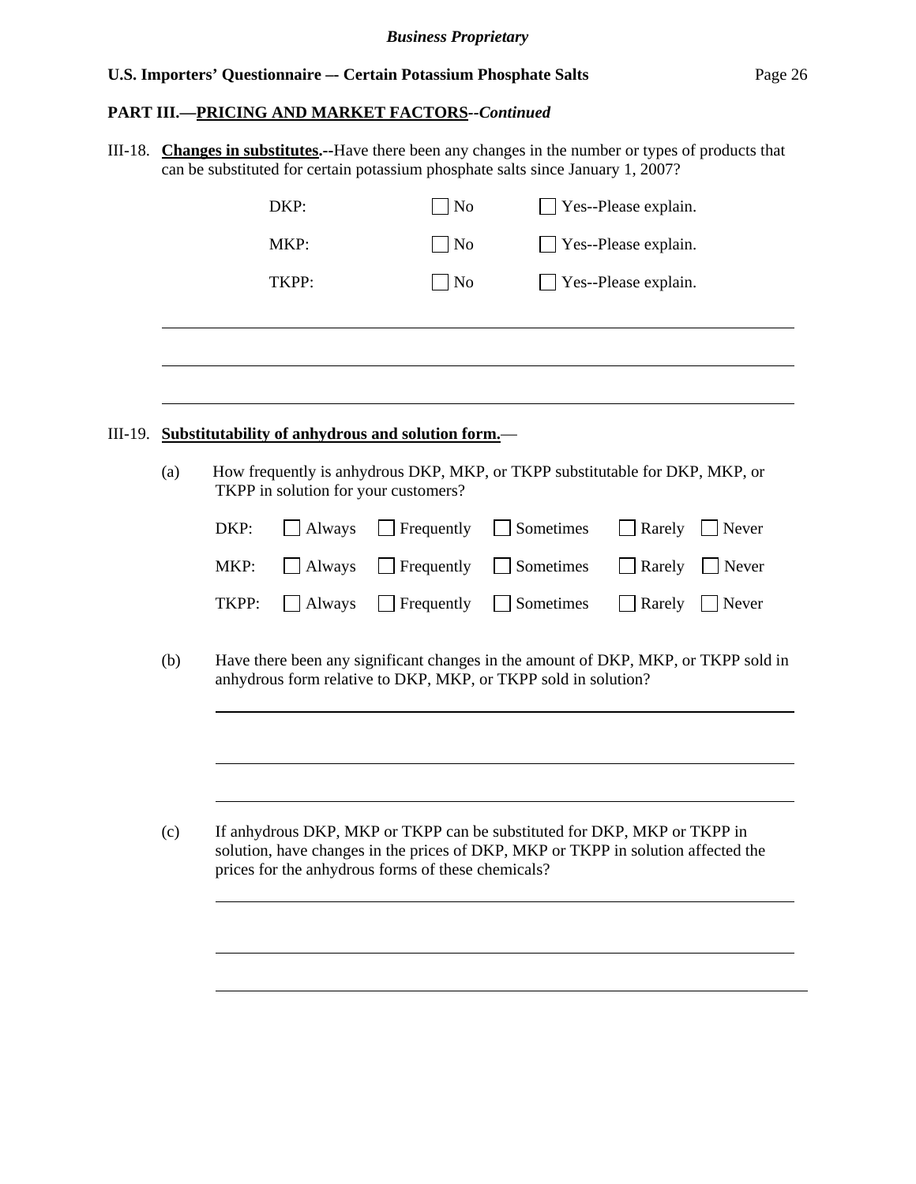**PART III.—PRICING AND MARKET FACTORS--*Continued***

III-18. **Changes in substitutes.--**Have there been any changes in the number or types of products that can be substituted for certain potassium phosphate salts since January 1, 2007?

| | | |
|---|---|---|
| DKP: | ☐ No | ☐ Yes--Please explain. |
| MKP: | ☐ No | ☐ Yes--Please explain. |
| TKPP: | ☐ No | ☐ Yes--Please explain. |

______________________________________________________________________

______________________________________________________________________

______________________________________________________________________

III-19. **Substitutability of anhydrous and solution form.**—

(a) How frequently is anhydrous DKP, MKP, or TKPP substitutable for DKP, MKP, or TKPP in solution for your customers?

| | | | | | |
|---|---|---|---|---|---|
| DKP: | ☐ Always | ☐ Frequently | ☐ Sometimes | ☐ Rarely | ☐ Never |
| MKP: | ☐ Always | ☐ Frequently | ☐ Sometimes | ☐ Rarely | ☐ Never |
| TKPP: | ☐ Always | ☐ Frequently | ☐ Sometimes | ☐ Rarely | ☐ Never |

(b) Have there been any significant changes in the amount of DKP, MKP, or TKPP sold in anhydrous form relative to DKP, MKP, or TKPP sold in solution?

______________________________________________________________________

______________________________________________________________________

______________________________________________________________________

(c) If anhydrous DKP, MKP or TKPP can be substituted for DKP, MKP or TKPP in solution, have changes in the prices of DKP, MKP or TKPP in solution affected the prices for the anhydrous forms of these chemicals?

______________________________________________________________________

______________________________________________________________________

______________________________________________________________________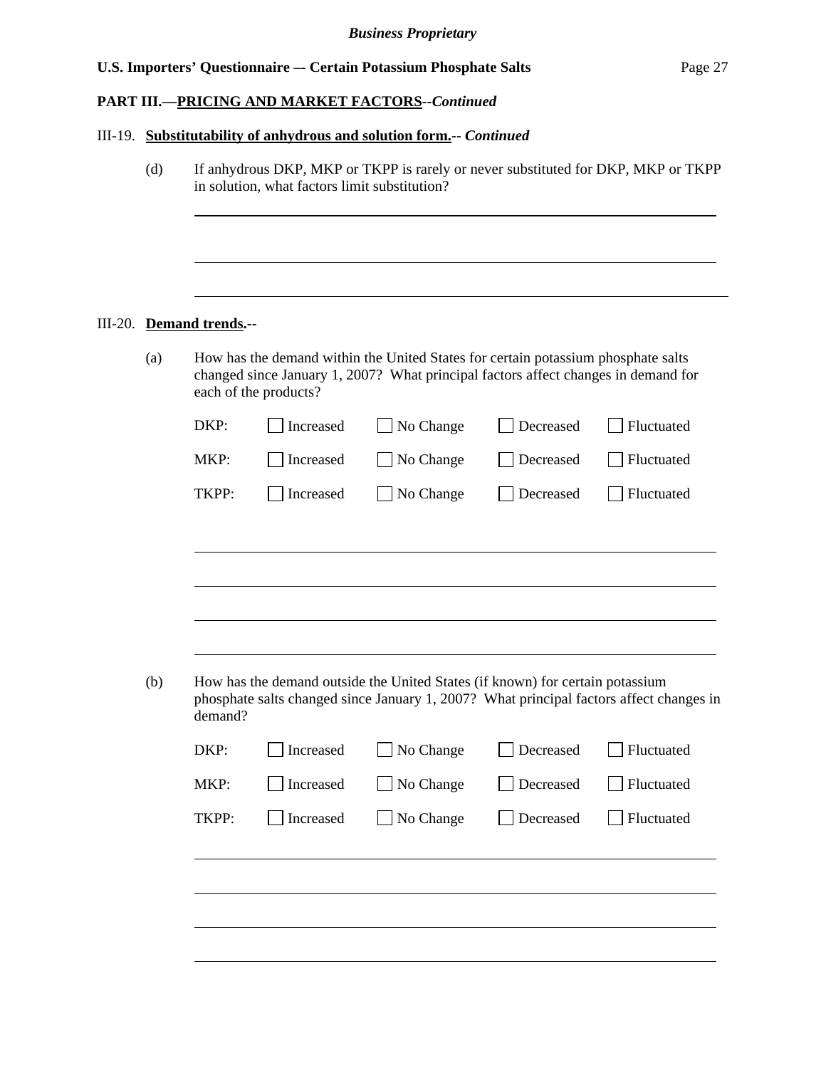**PART III.—PRICING AND MARKET FACTORS--*Continued***

III-19. **Substitutability of anhydrous and solution form.**-- ***Continued***

(d) If anhydrous DKP, MKP or TKPP is rarely or never substituted for DKP, MKP or TKPP in solution, what factors limit substitution?

______________________________________________________________________

______________________________________________________________________

______________________________________________________________________

III-20. **Demand trends.**--

(a) How has the demand within the United States for certain potassium phosphate salts changed since January 1, 2007? What principal factors affect changes in demand for each of the products?

| | | | | |
|---|---|---|---|---|
| DKP: | ☐ Increased | ☐ No Change | ☐ Decreased | ☐ Fluctuated |
| MKP: | ☐ Increased | ☐ No Change | ☐ Decreased | ☐ Fluctuated |
| TKPP: | ☐ Increased | ☐ No Change | ☐ Decreased | ☐ Fluctuated |

______________________________________________________________________

______________________________________________________________________

______________________________________________________________________

______________________________________________________________________

(b) How has the demand outside the United States (if known) for certain potassium phosphate salts changed since January 1, 2007? What principal factors affect changes in demand?

| | | | | |
|---|---|---|---|---|
| DKP: | ☐ Increased | ☐ No Change | ☐ Decreased | ☐ Fluctuated |
| MKP: | ☐ Increased | ☐ No Change | ☐ Decreased | ☐ Fluctuated |
| TKPP: | ☐ Increased | ☐ No Change | ☐ Decreased | ☐ Fluctuated |

______________________________________________________________________

______________________________________________________________________

______________________________________________________________________

______________________________________________________________________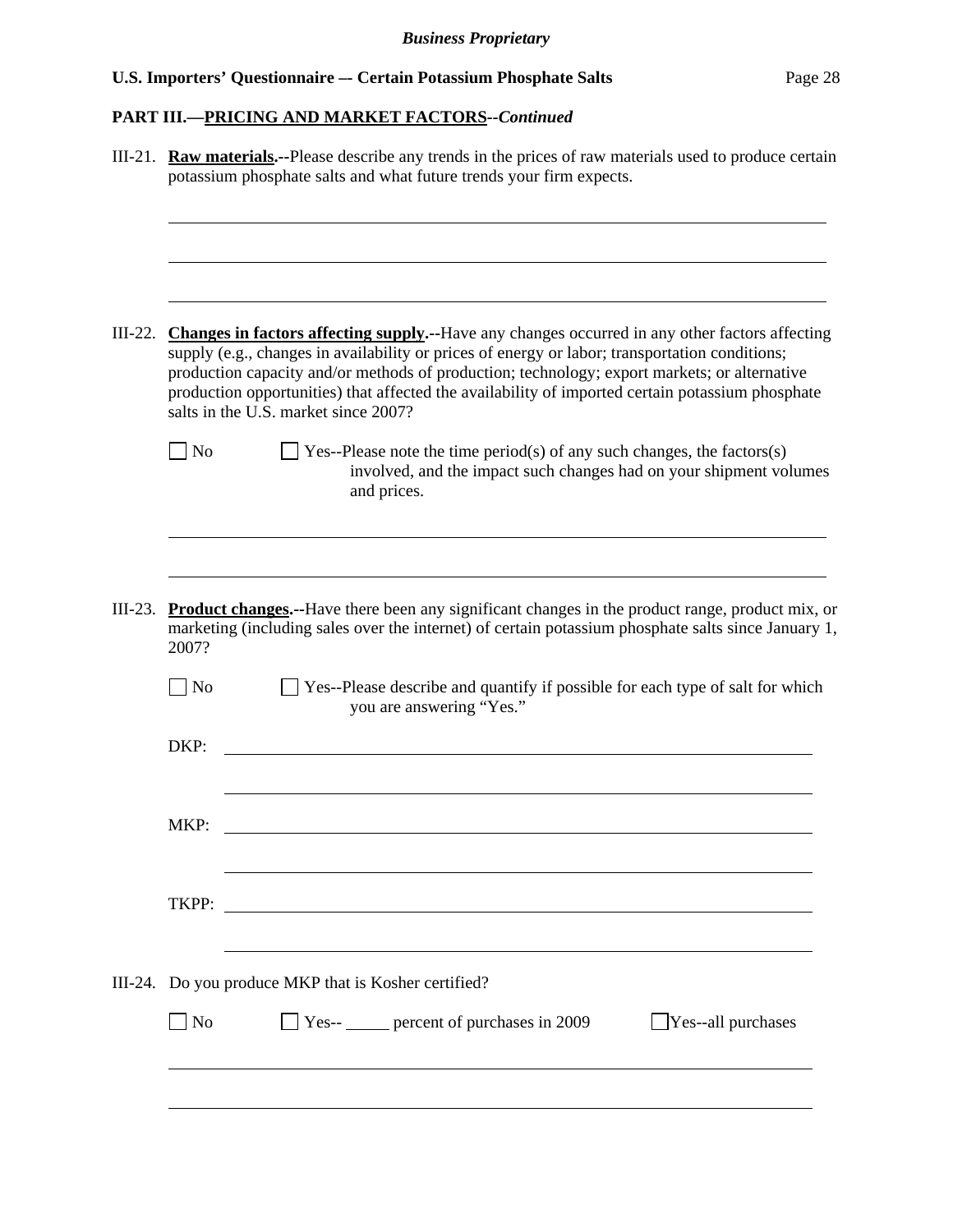**PART III.—PRICING AND MARKET FACTORS--*Continued***

III-21. **Raw materials.--**Please describe any trends in the prices of raw materials used to produce certain potassium phosphate salts and what future trends your firm expects.

______________________________________________________________________

______________________________________________________________________

______________________________________________________________________

III-22. **Changes in factors affecting supply.--**Have any changes occurred in any other factors affecting supply (e.g., changes in availability or prices of energy or labor; transportation conditions; production capacity and/or methods of production; technology; export markets; or alternative production opportunities) that affected the availability of imported certain potassium phosphate salts in the U.S. market since 2007?

☐ No ☐ Yes--Please note the time period(s) of any such changes, the factors(s) involved, and the impact such changes had on your shipment volumes and prices.

______________________________________________________________________

______________________________________________________________________

III-23. **Product changes.--**Have there been any significant changes in the product range, product mix, or marketing (including sales over the internet) of certain potassium phosphate salts since January 1, 2007?

☐ No ☐ Yes--Please describe and quantify if possible for each type of salt for which you are answering "Yes."

DKP: ______________________________________________________________

______________________________________________________________

MKP: ______________________________________________________________

______________________________________________________________

TKPP: ______________________________________________________________

______________________________________________________________

III-24. Do you produce MKP that is Kosher certified?

☐ No ☐ Yes-- _____ percent of purchases in 2009 ☐ Yes--all purchases

______________________________________________________________________

______________________________________________________________________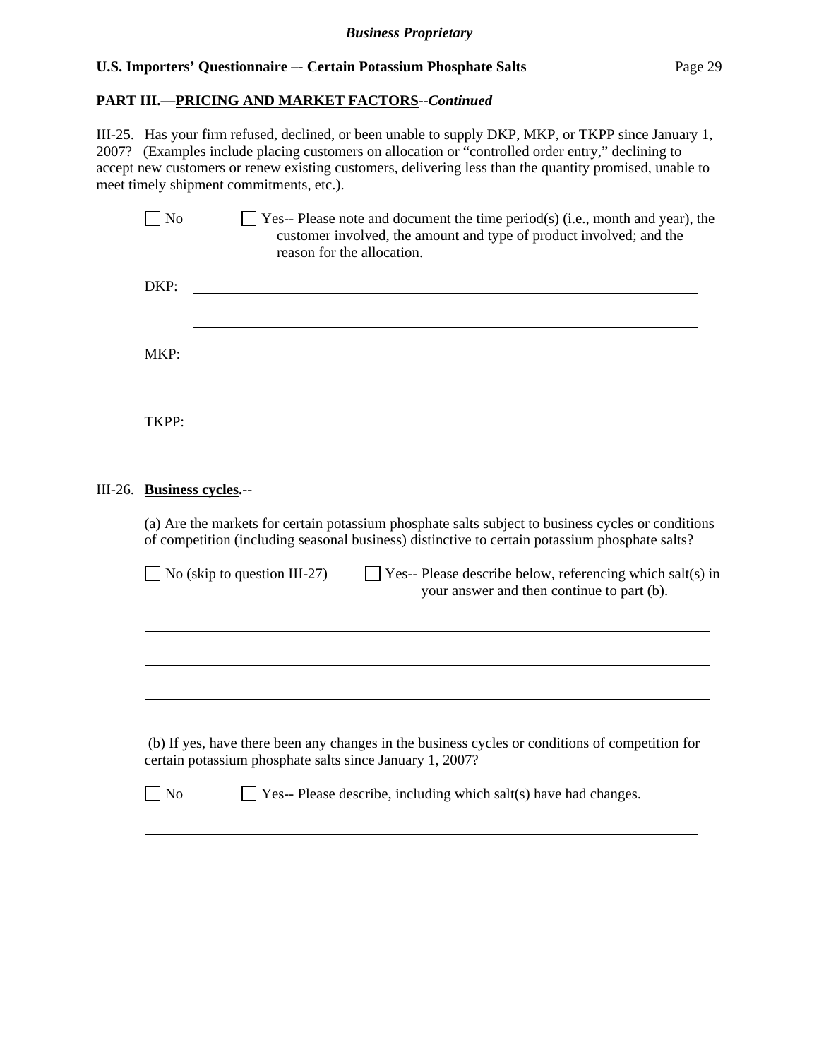**PART III.—PRICING AND MARKET FACTORS--*Continued***

III-25. Has your firm refused, declined, or been unable to supply DKP, MKP, or TKPP since January 1, 2007? (Examples include placing customers on allocation or "controlled order entry," declining to accept new customers or renew existing customers, delivering less than the quantity promised, unable to meet timely shipment commitments, etc.).

☐ No ☐ Yes-- Please note and document the time period(s) (i.e., month and year), the customer involved, the amount and type of product involved; and the reason for the allocation.

DKP: \_\_\_\_\_\_\_\_\_\_\_\_\_\_\_\_\_\_\_\_\_\_\_\_\_\_\_\_\_\_\_\_\_\_\_\_\_\_\_\_\_\_\_\_\_\_\_\_\_\_\_\_\_\_\_\_\_\_\_\_

MKP: \_\_\_\_\_\_\_\_\_\_\_\_\_\_\_\_\_\_\_\_\_\_\_\_\_\_\_\_\_\_\_\_\_\_\_\_\_\_\_\_\_\_\_\_\_\_\_\_\_\_\_\_\_\_\_\_\_\_\_\_

TKPP: \_\_\_\_\_\_\_\_\_\_\_\_\_\_\_\_\_\_\_\_\_\_\_\_\_\_\_\_\_\_\_\_\_\_\_\_\_\_\_\_\_\_\_\_\_\_\_\_\_\_\_\_\_\_\_\_\_\_\_

III-26. **Business cycles.--**

(a) Are the markets for certain potassium phosphate salts subject to business cycles or conditions of competition (including seasonal business) distinctive to certain potassium phosphate salts?

☐ No (skip to question III-27) ☐ Yes-- Please describe below, referencing which salt(s) in your answer and then continue to part (b).

(b) If yes, have there been any changes in the business cycles or conditions of competition for certain potassium phosphate salts since January 1, 2007?

☐ No ☐ Yes-- Please describe, including which salt(s) have had changes.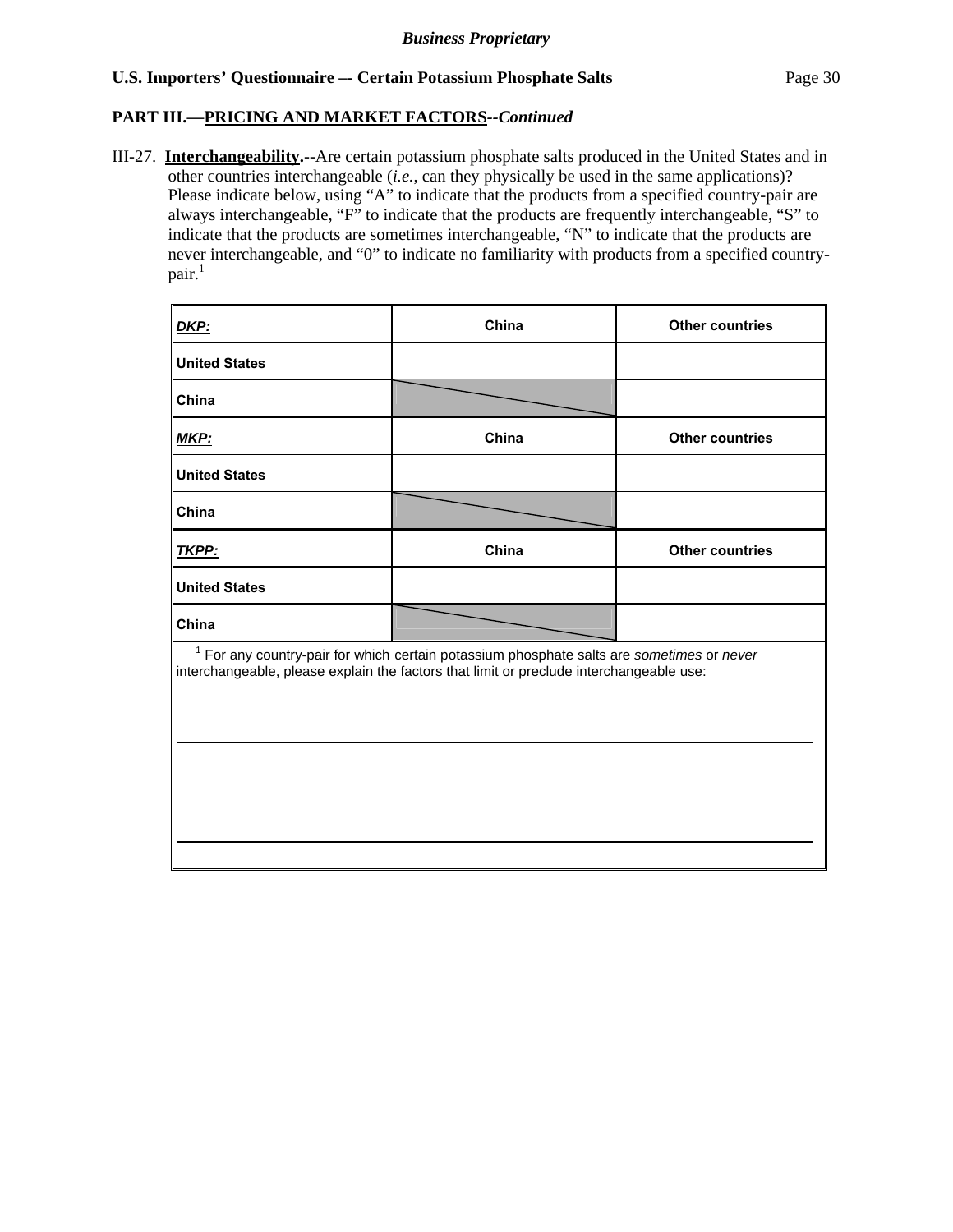**Business Proprietary**

**U.S. Importers' Questionnaire — Certain Potassium Phosphate Salts**

**PART III.—PRICING AND MARKET FACTORS--*Continued***

III-27. **Interchangeability.**--Are certain potassium phosphate salts produced in the United States and in other countries interchangeable (*i.e.*, can they physically be used in the same applications)? Please indicate below, using "A" to indicate that the products from a specified country-pair are always interchangeable, "F" to indicate that the products are frequently interchangeable, "S" to indicate that the products are sometimes interchangeable, "N" to indicate that the products are never interchangeable, and "0" to indicate no familiarity with products from a specified country-pair.[1]

| ***DKP:*** | **China** | **Other countries** |
|---|---|---|
| **United States** | | |
| **China** | | |
| ***MKP:*** | **China** | **Other countries** |
| **United States** | | |
| **China** | | |
| ***TKPP:*** | **China** | **Other countries** |
| **United States** | | |
| **China** | | |

[1] For any country-pair for which certain potassium phosphate salts are *sometimes* or *never* interchangeable, please explain the factors that limit or preclude interchangeable use:

______________________________________________________________________

______________________________________________________________________

______________________________________________________________________

______________________________________________________________________

______________________________________________________________________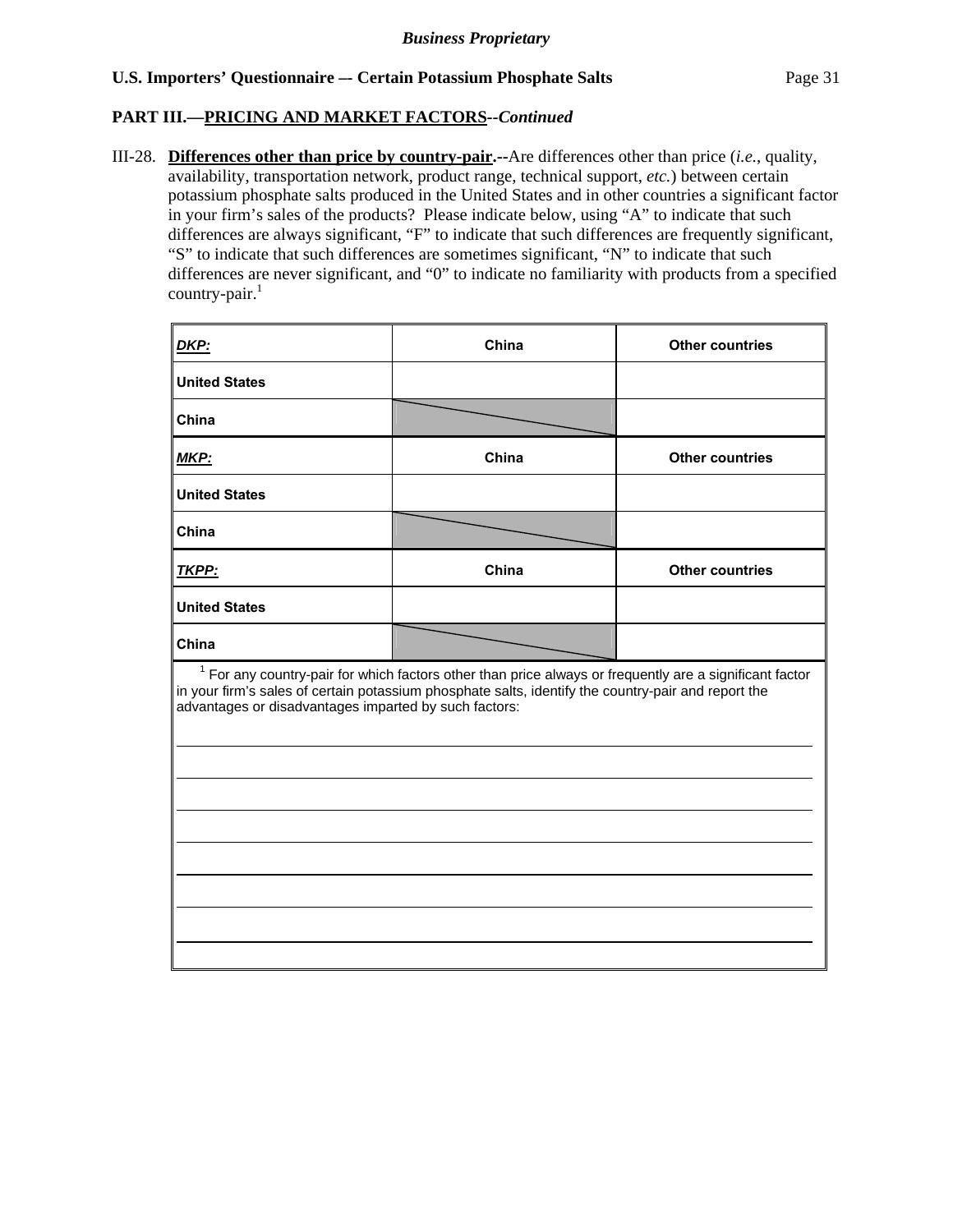**Business Proprietary**

**U.S. Importers' Questionnaire — Certain Potassium Phosphate Salts**

**PART III.—PRICING AND MARKET FACTORS--*Continued***

III-28. **Differences other than price by country-pair.--**Are differences other than price (*i.e.*, quality, availability, transportation network, product range, technical support, *etc.*) between certain potassium phosphate salts produced in the United States and in other countries a significant factor in your firm's sales of the products? Please indicate below, using "A" to indicate that such differences are always significant, "F" to indicate that such differences are frequently significant, "S" to indicate that such differences are sometimes significant, "N" to indicate that such differences are never significant, and "0" to indicate no familiarity with products from a specified country-pair.[1]

| ***DKP:*** | **China** | **Other countries** |
|---|---|---|
| **United States** | | |
| **China** | | |
| ***MKP:*** | **China** | **Other countries** |
| **United States** | | |
| **China** | | |
| ***TKPP:*** | **China** | **Other countries** |
| **United States** | | |
| **China** | | |

[1] For any country-pair for which factors other than price always or frequently are a significant factor in your firm's sales of certain potassium phosphate salts, identify the country-pair and report the advantages or disadvantages imparted by such factors:

_______________________________________________

_______________________________________________

_______________________________________________

_______________________________________________

_______________________________________________

_______________________________________________

_______________________________________________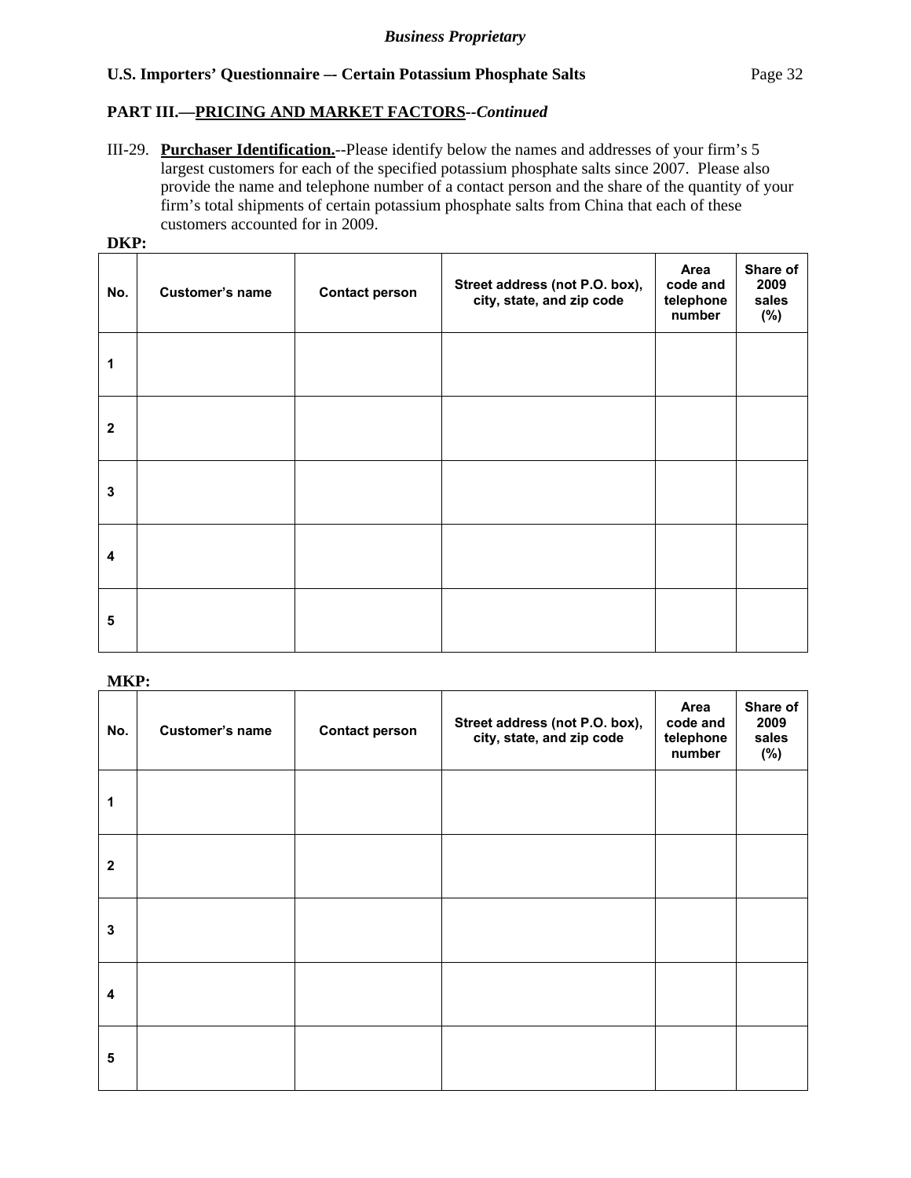**PART III.—PRICING AND MARKET FACTORS**--*Continued*

III-29. **Purchaser Identification.**--Please identify below the names and addresses of your firm's 5 largest customers for each of the specified potassium phosphate salts since 2007. Please also provide the name and telephone number of a contact person and the share of the quantity of your firm's total shipments of certain potassium phosphate salts from China that each of these customers accounted for in 2009.

**DKP:**

| No. | Customer's name | Contact person | Street address (not P.O. box), city, state, and zip code | Area code and telephone number | Share of 2009 sales (%) |
|---|---|---|---|---|---|
| 1 | | | | | |
| 2 | | | | | |
| 3 | | | | | |
| 4 | | | | | |
| 5 | | | | | |

**MKP:**

| No. | Customer's name | Contact person | Street address (not P.O. box), city, state, and zip code | Area code and telephone number | Share of 2009 sales (%) |
|---|---|---|---|---|---|
| 1 | | | | | |
| 2 | | | | | |
| 3 | | | | | |
| 4 | | | | | |
| 5 | | | | | |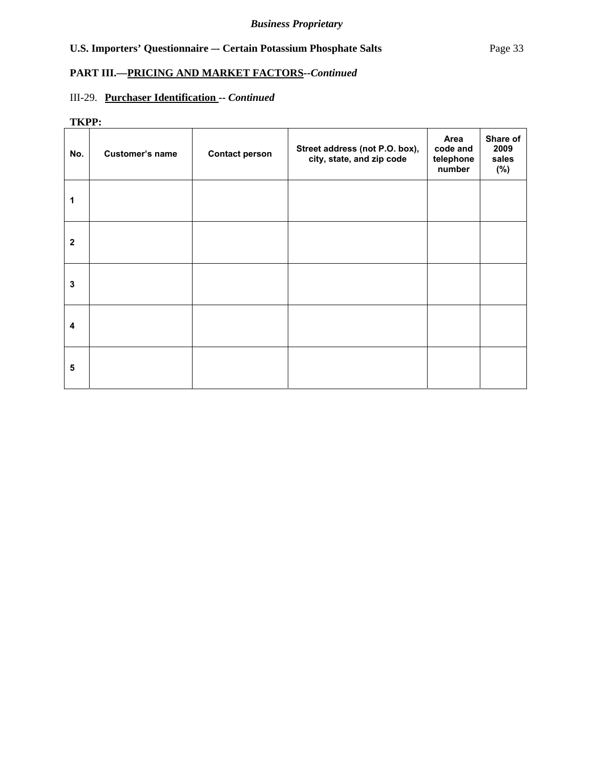**PART III.—PRICING AND MARKET FACTORS**--*Continued*

III-29. **Purchaser Identification** -- *Continued*

**TKPP:**

| No. | Customer's name | Contact person | Street address (not P.O. box), city, state, and zip code | Area code and telephone number | Share of 2009 sales (%) |
|---|---|---|---|---|---|
| 1 | | | | | |
| 2 | | | | | |
| 3 | | | | | |
| 4 | | | | | |
| 5 | | | | | |